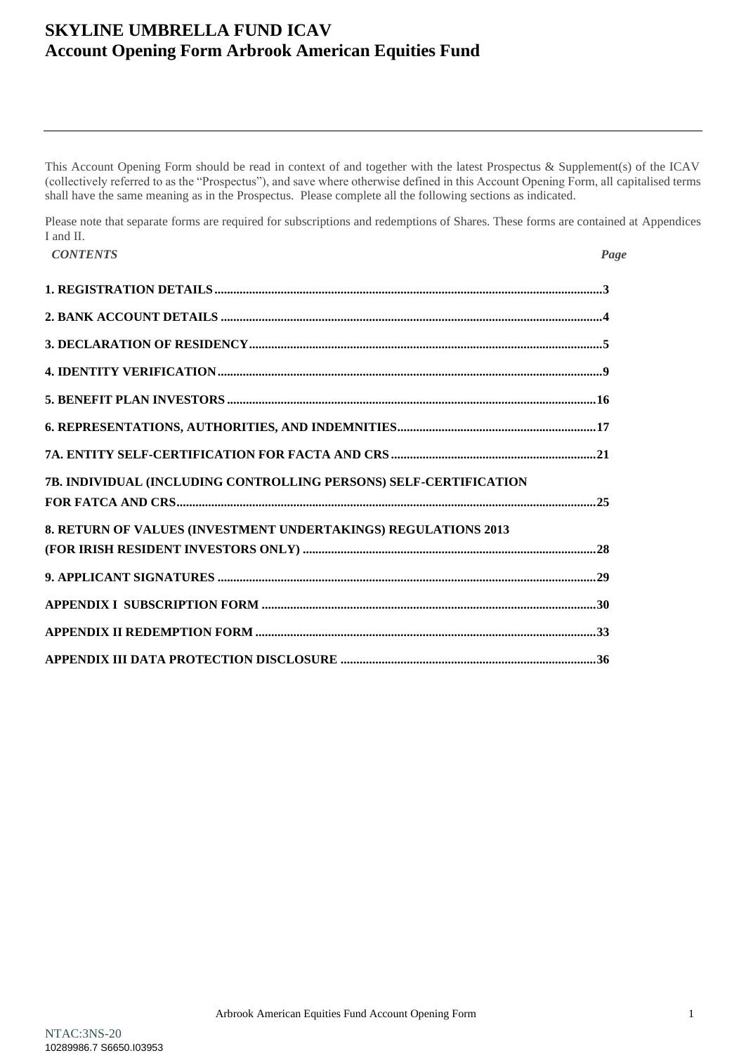# SKYLINE UMBRELLA FUND ICAV
# Account Opening Form Arbrook American Equities Fund

This Account Opening Form should be read in context of and together with the latest Prospectus & Supplement(s) of the ICAV (collectively referred to as the "Prospectus"), and save where otherwise defined in this Account Opening Form, all capitalised terms shall have the same meaning as in the Prospectus. Please complete all the following sections as indicated.

Please note that separate forms are required for subscriptions and redemptions of Shares. These forms are contained at Appendices I and II.

| *CONTENTS* | *Page* |
|---|---|
| **1. REGISTRATION DETAILS** | **3** |
| **2. BANK ACCOUNT DETAILS** | **4** |
| **3. DECLARATION OF RESIDENCY** | **5** |
| **4. IDENTITY VERIFICATION** | **9** |
| **5. BENEFIT PLAN INVESTORS** | **16** |
| **6. REPRESENTATIONS, AUTHORITIES, AND INDEMNITIES** | **17** |
| **7A. ENTITY SELF-CERTIFICATION FOR FACTA AND CRS** | **21** |
| **7B. INDIVIDUAL (INCLUDING CONTROLLING PERSONS) SELF-CERTIFICATION FOR FATCA AND CRS** | **25** |
| **8. RETURN OF VALUES (INVESTMENT UNDERTAKINGS) REGULATIONS 2013 (FOR IRISH RESIDENT INVESTORS ONLY)** | **28** |
| **9. APPLICANT SIGNATURES** | **29** |
| **APPENDIX I SUBSCRIPTION FORM** | **30** |
| **APPENDIX II REDEMPTION FORM** | **33** |
| **APPENDIX III DATA PROTECTION DISCLOSURE** | **36** |

NTAC:3NS-20
10289986.7 S6650.I03953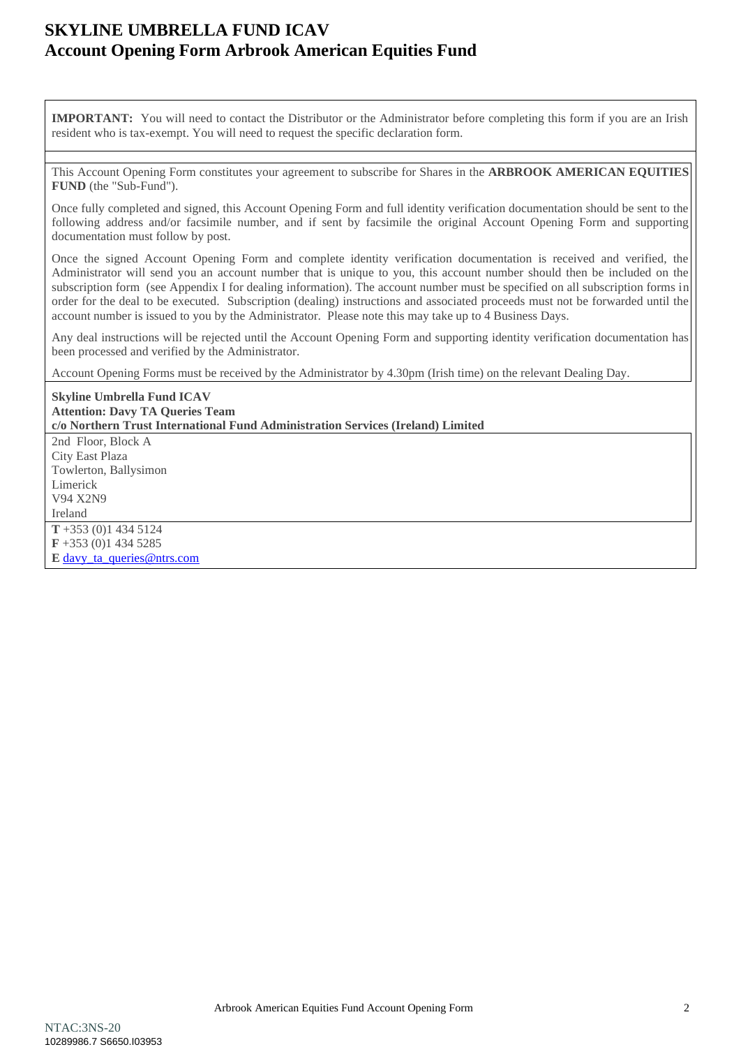# SKYLINE UMBRELLA FUND ICAV
# Account Opening Form Arbrook American Equities Fund

**IMPORTANT:** You will need to contact the Distributor or the Administrator before completing this form if you are an Irish resident who is tax-exempt. You will need to request the specific declaration form.

This Account Opening Form constitutes your agreement to subscribe for Shares in the **ARBROOK AMERICAN EQUITIES FUND** (the "Sub-Fund").

Once fully completed and signed, this Account Opening Form and full identity verification documentation should be sent to the following address and/or facsimile number, and if sent by facsimile the original Account Opening Form and supporting documentation must follow by post.

Once the signed Account Opening Form and complete identity verification documentation is received and verified, the Administrator will send you an account number that is unique to you, this account number should then be included on the subscription form (see Appendix I for dealing information). The account number must be specified on all subscription forms in order for the deal to be executed. Subscription (dealing) instructions and associated proceeds must not be forwarded until the account number is issued to you by the Administrator. Please note this may take up to 4 Business Days.

Any deal instructions will be rejected until the Account Opening Form and supporting identity verification documentation has been processed and verified by the Administrator.

Account Opening Forms must be received by the Administrator by 4.30pm (Irish time) on the relevant Dealing Day.

**Skyline Umbrella Fund ICAV**
**Attention: Davy TA Queries Team**
**c/o Northern Trust International Fund Administration Services (Ireland) Limited**

2nd Floor, Block A
City East Plaza
Towlerton, Ballysimon
Limerick
V94 X2N9
Ireland

**T** +353 (0)1 434 5124
**F** +353 (0)1 434 5285
**E** davy_ta_queries@ntrs.com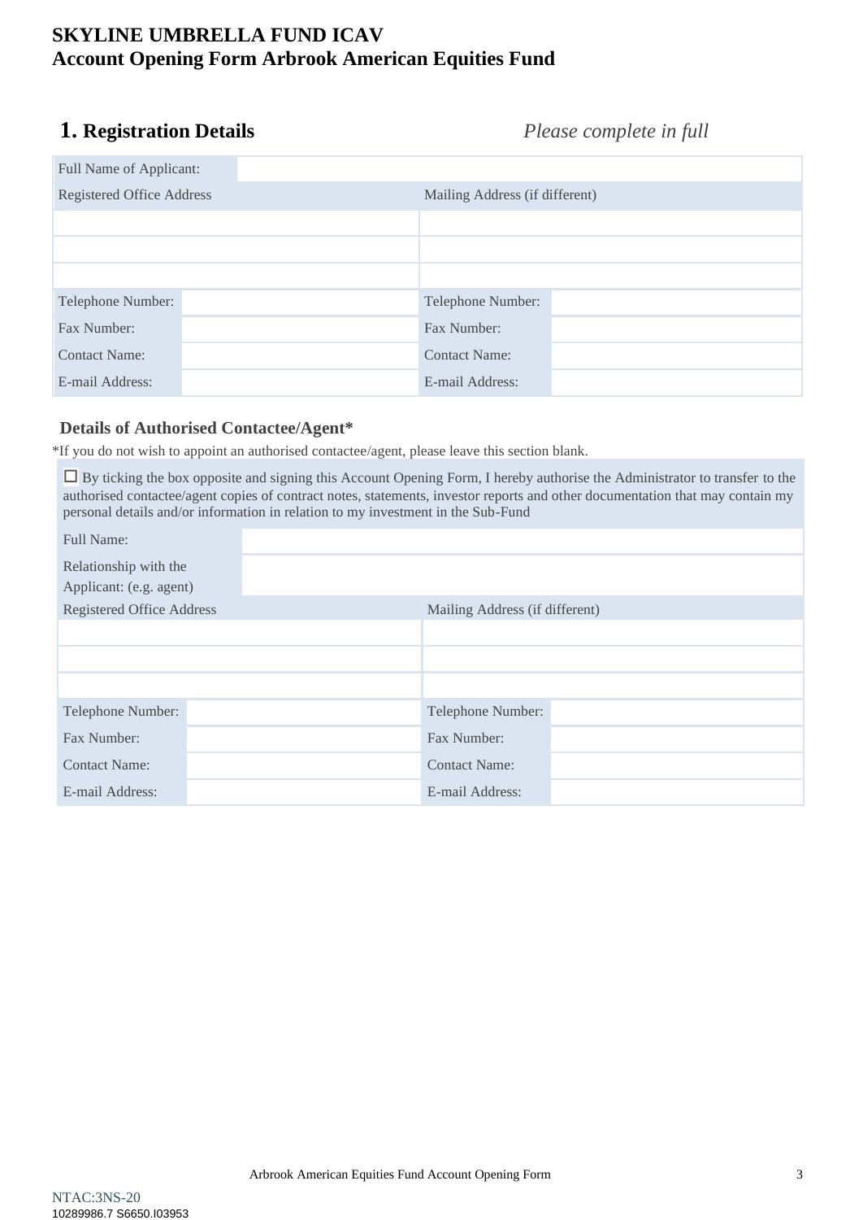# SKYLINE UMBRELLA FUND ICAV
# Account Opening Form Arbrook American Equities Fund

## 1. Registration Details

*Please complete in full*

| Full Name of Applicant: | | | |
|---|---|---|---|
| Registered Office Address | | Mailing Address (if different) | |
| | | | |
| | | | |
| | | | |
| Telephone Number: | | Telephone Number: | |
| Fax Number: | | Fax Number: | |
| Contact Name: | | Contact Name: | |
| E-mail Address: | | E-mail Address: | |

### Details of Authorised Contactee/Agent*

*If you do not wish to appoint an authorised contactee/agent, please leave this section blank.

☐ By ticking the box opposite and signing this Account Opening Form, I hereby authorise the Administrator to transfer to the authorised contactee/agent copies of contract notes, statements, investor reports and other documentation that may contain my personal details and/or information in relation to my investment in the Sub-Fund

| Full Name: | | | |
|---|---|---|---|
| Relationship with the Applicant: (e.g. agent) | | | |
| Registered Office Address | | Mailing Address (if different) | |
| | | | |
| | | | |
| | | | |
| Telephone Number: | | Telephone Number: | |
| Fax Number: | | Fax Number: | |
| Contact Name: | | Contact Name: | |
| E-mail Address: | | E-mail Address: | |

NTAC:3NS-20
10289986.7 S6650.I03953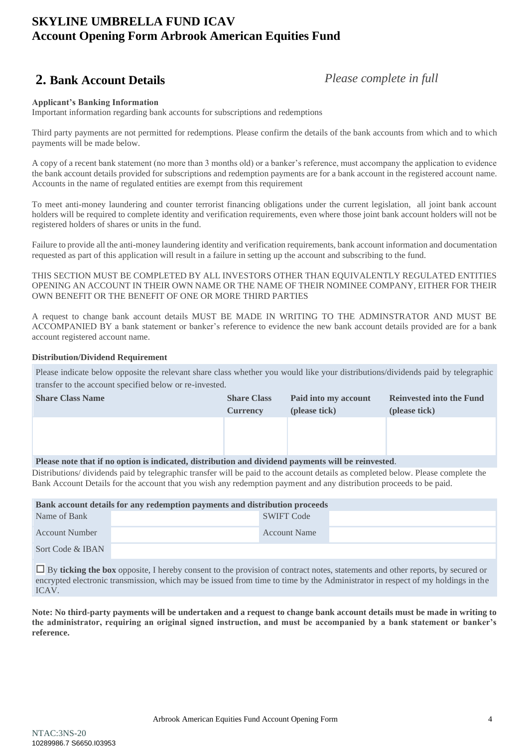# SKYLINE UMBRELLA FUND ICAV
# Account Opening Form Arbrook American Equities Fund

## 2. Bank Account Details

*Please complete in full*

**Applicant's Banking Information**

Important information regarding bank accounts for subscriptions and redemptions

Third party payments are not permitted for redemptions. Please confirm the details of the bank accounts from which and to which payments will be made below.

A copy of a recent bank statement (no more than 3 months old) or a banker's reference, must accompany the application to evidence the bank account details provided for subscriptions and redemption payments are for a bank account in the registered account name. Accounts in the name of regulated entities are exempt from this requirement

To meet anti-money laundering and counter terrorist financing obligations under the current legislation, all joint bank account holders will be required to complete identity and verification requirements, even where those joint bank account holders will not be registered holders of shares or units in the fund.

Failure to provide all the anti-money laundering identity and verification requirements, bank account information and documentation requested as part of this application will result in a failure in setting up the account and subscribing to the fund.

THIS SECTION MUST BE COMPLETED BY ALL INVESTORS OTHER THAN EQUIVALENTLY REGULATED ENTITIES OPENING AN ACCOUNT IN THEIR OWN NAME OR THE NAME OF THEIR NOMINEE COMPANY, EITHER FOR THEIR OWN BENEFIT OR THE BENEFIT OF ONE OR MORE THIRD PARTIES

A request to change bank account details MUST BE MADE IN WRITING TO THE ADMINSTRATOR AND MUST BE ACCOMPANIED BY a bank statement or banker's reference to evidence the new bank account details provided are for a bank account registered account name.

**Distribution/Dividend Requirement**

Please indicate below opposite the relevant share class whether you would like your distributions/dividends paid by telegraphic transfer to the account specified below or re-invested.

| Share Class Name | Share Class Currency | Paid into my account (please tick) | Reinvested into the Fund (please tick) |
|---|---|---|---|
| | | | |

**Please note that if no option is indicated, distribution and dividend payments will be reinvested**.

Distributions/ dividends paid by telegraphic transfer will be paid to the account details as completed below. Please complete the Bank Account Details for the account that you wish any redemption payment and any distribution proceeds to be paid.

| Bank account details for any redemption payments and distribution proceeds | | | |
|---|---|---|---|
| Name of Bank | | SWIFT Code | |
| Account Number | | Account Name | |
| Sort Code & IBAN | | | |

☐ By **ticking the box** opposite, I hereby consent to the provision of contract notes, statements and other reports, by secured or encrypted electronic transmission, which may be issued from time to time by the Administrator in respect of my holdings in the ICAV.

**Note: No third-party payments will be undertaken and a request to change bank account details must be made in writing to the administrator, requiring an original signed instruction, and must be accompanied by a bank statement or banker's reference.**

NTAC:3NS-20
10289986.7 S6650.I03953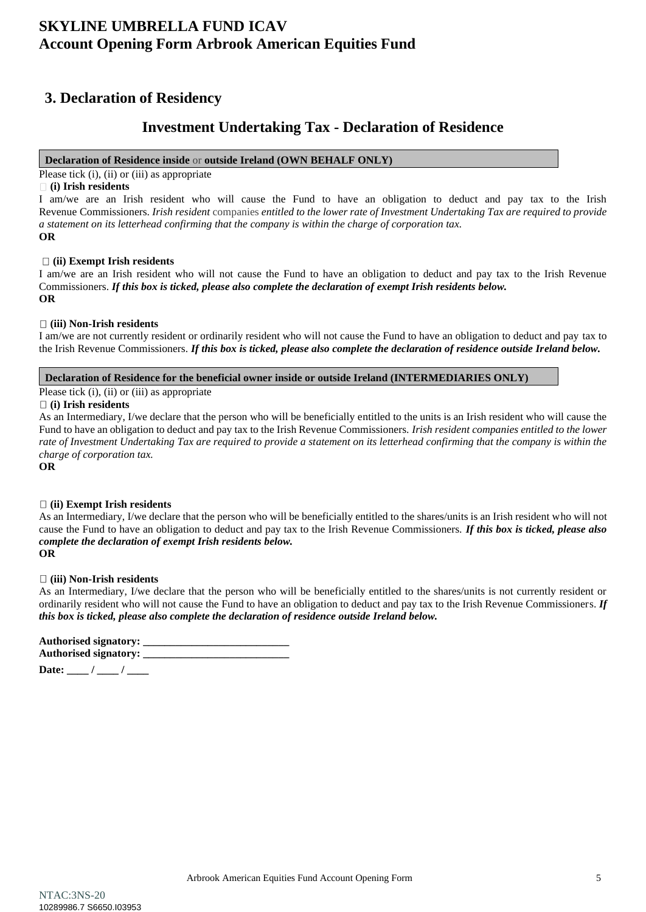# SKYLINE UMBRELLA FUND ICAV
# Account Opening Form Arbrook American Equities Fund

## 3. Declaration of Residency

### Investment Undertaking Tax - Declaration of Residence

**Declaration of Residence inside** or **outside Ireland (OWN BEHALF ONLY)**

Please tick (i), (ii) or (iii) as appropriate

☐ **(i) Irish residents**

I am/we are an Irish resident who will cause the Fund to have an obligation to deduct and pay tax to the Irish Revenue Commissioners. *Irish resident* companies *entitled to the lower rate of Investment Undertaking Tax are required to provide a statement on its letterhead confirming that the company is within the charge of corporation tax.*

**OR**

☐ **(ii) Exempt Irish residents**

I am/we are an Irish resident who will not cause the Fund to have an obligation to deduct and pay tax to the Irish Revenue Commissioners. ***If this box is ticked, please also complete the declaration of exempt Irish residents below.***

**OR**

☐ **(iii) Non-Irish residents**

I am/we are not currently resident or ordinarily resident who will not cause the Fund to have an obligation to deduct and pay tax to the Irish Revenue Commissioners. ***If this box is ticked, please also complete the declaration of residence outside Ireland below.***

**Declaration of Residence for the beneficial owner inside or outside Ireland (INTERMEDIARIES ONLY)**

Please tick (i), (ii) or (iii) as appropriate

☐ **(i) Irish residents**

As an Intermediary, I/we declare that the person who will be beneficially entitled to the units is an Irish resident who will cause the Fund to have an obligation to deduct and pay tax to the Irish Revenue Commissioners. *Irish resident companies entitled to the lower rate of Investment Undertaking Tax are required to provide a statement on its letterhead confirming that the company is within the charge of corporation tax.*

**OR**

☐ **(ii) Exempt Irish residents**

As an Intermediary, I/we declare that the person who will be beneficially entitled to the shares/units is an Irish resident who will not cause the Fund to have an obligation to deduct and pay tax to the Irish Revenue Commissioners. ***If this box is ticked, please also complete the declaration of exempt Irish residents below.***

**OR**

☐ **(iii) Non-Irish residents**

As an Intermediary, I/we declare that the person who will be beneficially entitled to the shares/units is not currently resident or ordinarily resident who will not cause the Fund to have an obligation to deduct and pay tax to the Irish Revenue Commissioners. ***If this box is ticked, please also complete the declaration of residence outside Ireland below.***

**Authorised signatory: ___________________________**

**Authorised signatory: ___________________________**

**Date: ____ / ____ / ____**

NTAC:3NS-20
10289986.7 S6650.I03953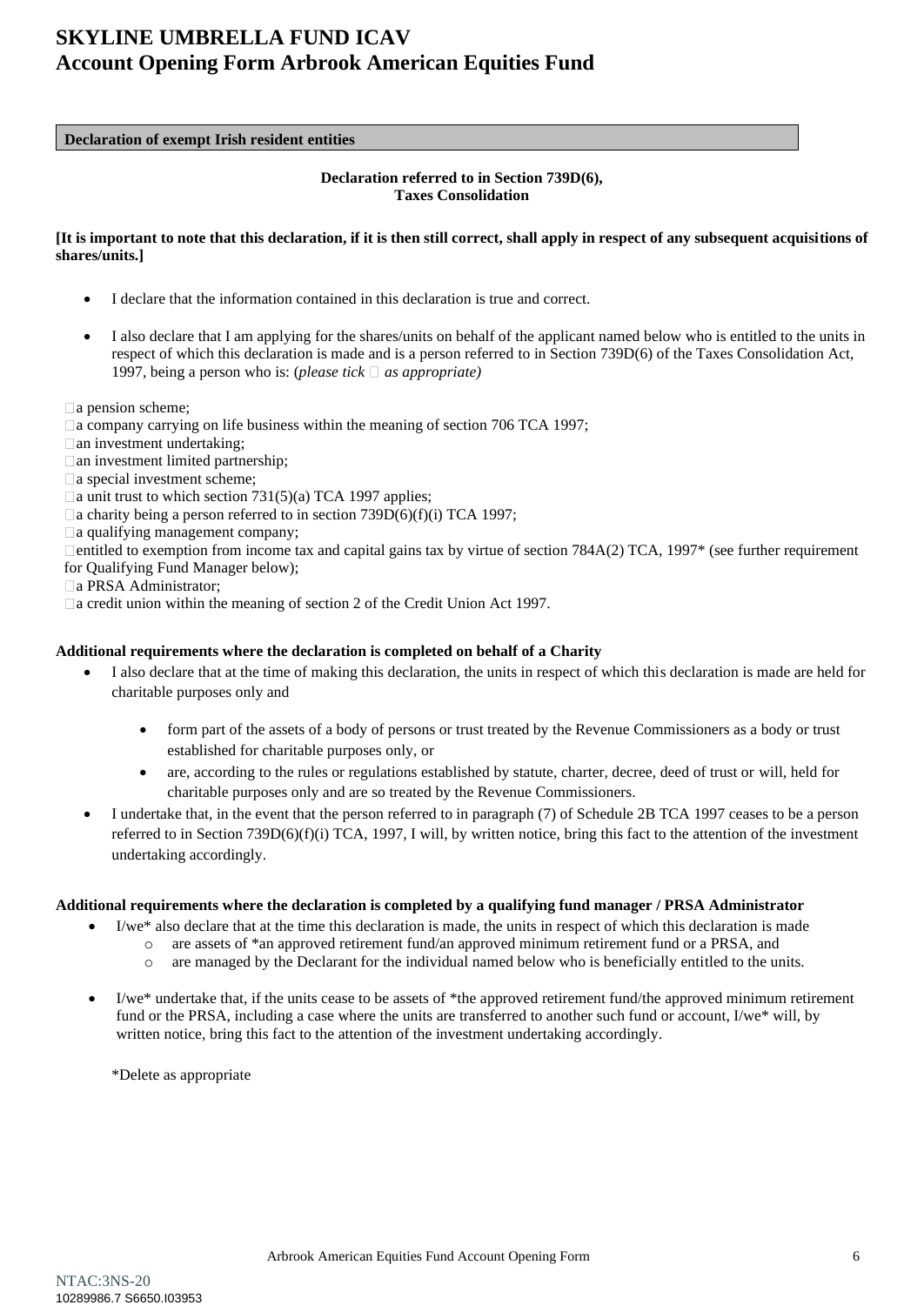# SKYLINE UMBRELLA FUND ICAV
# Account Opening Form Arbrook American Equities Fund

**Declaration of exempt Irish resident entities**

**Declaration referred to in Section 739D(6), Taxes Consolidation**

**[It is important to note that this declaration, if it is then still correct, shall apply in respect of any subsequent acquisitions of shares/units.]**

- I declare that the information contained in this declaration is true and correct.
- I also declare that I am applying for the shares/units on behalf of the applicant named below who is entitled to the units in respect of which this declaration is made and is a person referred to in Section 739D(6) of the Taxes Consolidation Act, 1997, being a person who is: (*please tick* ☐ *as appropriate)*

☐ a pension scheme;
☐ a company carrying on life business within the meaning of section 706 TCA 1997;
☐ an investment undertaking;
☐ an investment limited partnership;
☐ a special investment scheme;
☐ a unit trust to which section 731(5)(a) TCA 1997 applies;
☐ a charity being a person referred to in section 739D(6)(f)(i) TCA 1997;
☐ a qualifying management company;
☐ entitled to exemption from income tax and capital gains tax by virtue of section 784A(2) TCA, 1997* (see further requirement for Qualifying Fund Manager below);
☐ a PRSA Administrator;
☐ a credit union within the meaning of section 2 of the Credit Union Act 1997.

**Additional requirements where the declaration is completed on behalf of a Charity**

- I also declare that at the time of making this declaration, the units in respect of which this declaration is made are held for charitable purposes only and
  - form part of the assets of a body of persons or trust treated by the Revenue Commissioners as a body or trust established for charitable purposes only, or
  - are, according to the rules or regulations established by statute, charter, decree, deed of trust or will, held for charitable purposes only and are so treated by the Revenue Commissioners.
- I undertake that, in the event that the person referred to in paragraph (7) of Schedule 2B TCA 1997 ceases to be a person referred to in Section 739D(6)(f)(i) TCA, 1997, I will, by written notice, bring this fact to the attention of the investment undertaking accordingly.

**Additional requirements where the declaration is completed by a qualifying fund manager / PRSA Administrator**

- I/we* also declare that at the time this declaration is made, the units in respect of which this declaration is made
  - are assets of *an approved retirement fund/an approved minimum retirement fund or a PRSA, and
  - are managed by the Declarant for the individual named below who is beneficially entitled to the units.
- I/we* undertake that, if the units cease to be assets of *the approved retirement fund/the approved minimum retirement fund or the PRSA, including a case where the units are transferred to another such fund or account, I/we* will, by written notice, bring this fact to the attention of the investment undertaking accordingly.

*Delete as appropriate

NTAC:3NS-20
10289986.7 S6650.I03953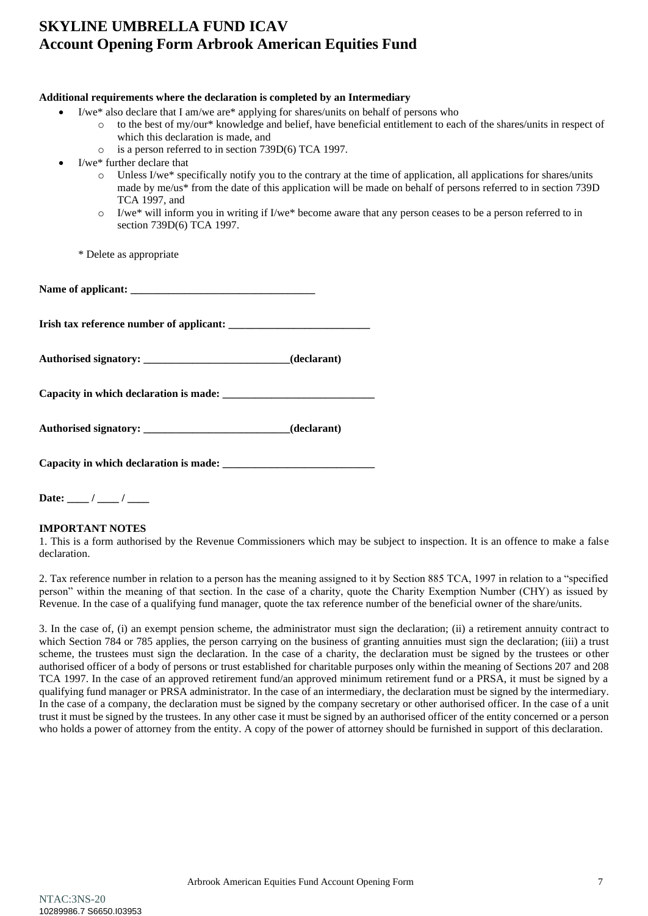# SKYLINE UMBRELLA FUND ICAV
# Account Opening Form Arbrook American Equities Fund

**Additional requirements where the declaration is completed by an Intermediary**

- I/we* also declare that I am/we are* applying for shares/units on behalf of persons who
  - to the best of my/our* knowledge and belief, have beneficial entitlement to each of the shares/units in respect of which this declaration is made, and
  - is a person referred to in section 739D(6) TCA 1997.
- I/we* further declare that
  - Unless I/we* specifically notify you to the contrary at the time of application, all applications for shares/units made by me/us* from the date of this application will be made on behalf of persons referred to in section 739D TCA 1997, and
  - I/we* will inform you in writing if I/we* become aware that any person ceases to be a person referred to in section 739D(6) TCA 1997.

\* Delete as appropriate

**Name of applicant: __________________________________**

**Irish tax reference number of applicant: __________________________**

**Authorised signatory: __________________________(declarant)**

**Capacity in which declaration is made: ____________________________**

**Authorised signatory: __________________________(declarant)**

**Capacity in which declaration is made: ____________________________**

**Date: ____ / ____ / ____**

**IMPORTANT NOTES**

1. This is a form authorised by the Revenue Commissioners which may be subject to inspection. It is an offence to make a false declaration.

2. Tax reference number in relation to a person has the meaning assigned to it by Section 885 TCA, 1997 in relation to a "specified person" within the meaning of that section. In the case of a charity, quote the Charity Exemption Number (CHY) as issued by Revenue. In the case of a qualifying fund manager, quote the tax reference number of the beneficial owner of the share/units.

3. In the case of, (i) an exempt pension scheme, the administrator must sign the declaration; (ii) a retirement annuity contract to which Section 784 or 785 applies, the person carrying on the business of granting annuities must sign the declaration; (iii) a trust scheme, the trustees must sign the declaration. In the case of a charity, the declaration must be signed by the trustees or other authorised officer of a body of persons or trust established for charitable purposes only within the meaning of Sections 207 and 208 TCA 1997. In the case of an approved retirement fund/an approved minimum retirement fund or a PRSA, it must be signed by a qualifying fund manager or PRSA administrator. In the case of an intermediary, the declaration must be signed by the intermediary. In the case of a company, the declaration must be signed by the company secretary or other authorised officer. In the case of a unit trust it must be signed by the trustees. In any other case it must be signed by an authorised officer of the entity concerned or a person who holds a power of attorney from the entity. A copy of the power of attorney should be furnished in support of this declaration.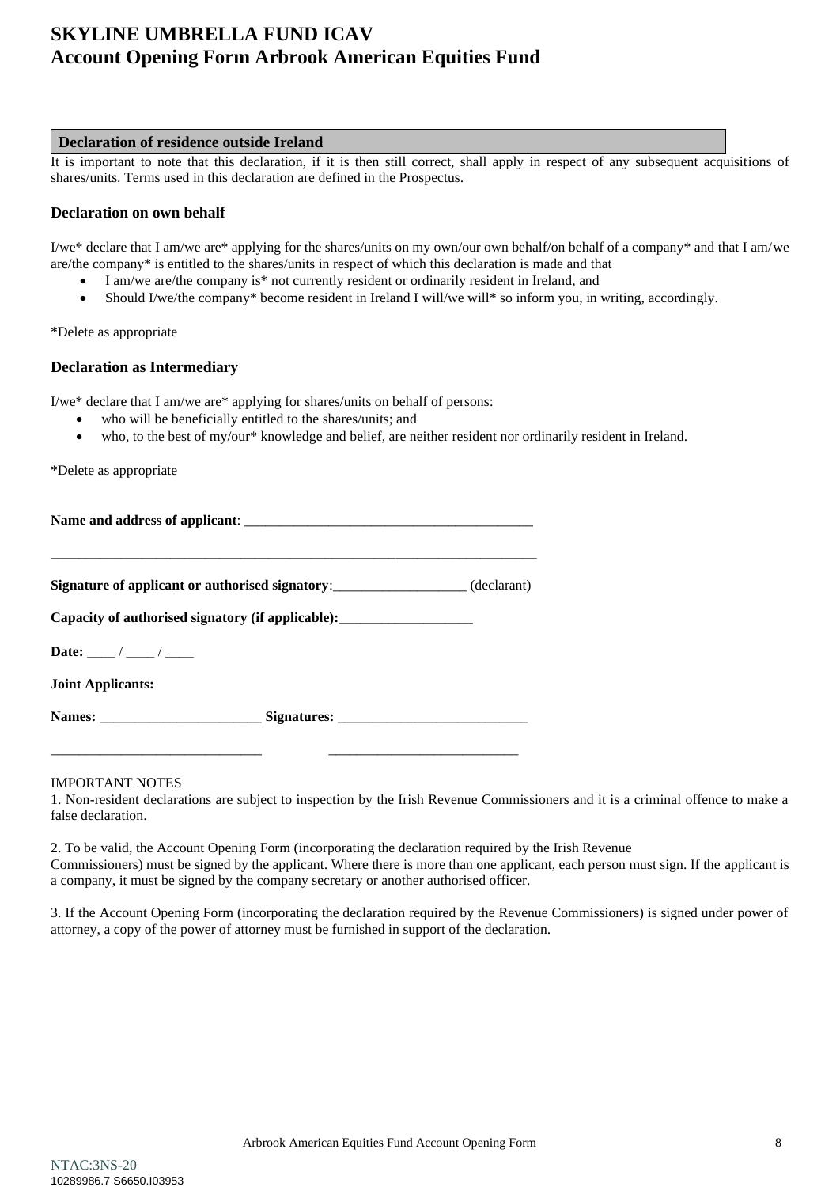# SKYLINE UMBRELLA FUND ICAV
# Account Opening Form Arbrook American Equities Fund

## Declaration of residence outside Ireland

It is important to note that this declaration, if it is then still correct, shall apply in respect of any subsequent acquisitions of shares/units. Terms used in this declaration are defined in the Prospectus.

### Declaration on own behalf

I/we* declare that I am/we are* applying for the shares/units on my own/our own behalf/on behalf of a company* and that I am/we are/the company* is entitled to the shares/units in respect of which this declaration is made and that

- I am/we are/the company is* not currently resident or ordinarily resident in Ireland, and
- Should I/we/the company* become resident in Ireland I will/we will* so inform you, in writing, accordingly.

*Delete as appropriate

### Declaration as Intermediary

I/we* declare that I am/we are* applying for shares/units on behalf of persons:

- who will be beneficially entitled to the shares/units; and
- who, to the best of my/our* knowledge and belief, are neither resident nor ordinarily resident in Ireland.

*Delete as appropriate

**Name and address of applicant**: ________________________________________

______________________________________________________________________

**Signature of applicant or authorised signatory**:___________________ (declarant)

**Capacity of authorised signatory (if applicable):**___________________

**Date:** ____ / ____ / ____

**Joint Applicants:**

**Names:** _______________________ **Signatures:** ___________________________

______________________________ ___________________________

IMPORTANT NOTES

1. Non-resident declarations are subject to inspection by the Irish Revenue Commissioners and it is a criminal offence to make a false declaration.

2. To be valid, the Account Opening Form (incorporating the declaration required by the Irish Revenue Commissioners) must be signed by the applicant. Where there is more than one applicant, each person must sign. If the applicant is a company, it must be signed by the company secretary or another authorised officer.

3. If the Account Opening Form (incorporating the declaration required by the Revenue Commissioners) is signed under power of attorney, a copy of the power of attorney must be furnished in support of the declaration.

NTAC:3NS-20
10289986.7 S6650.I03953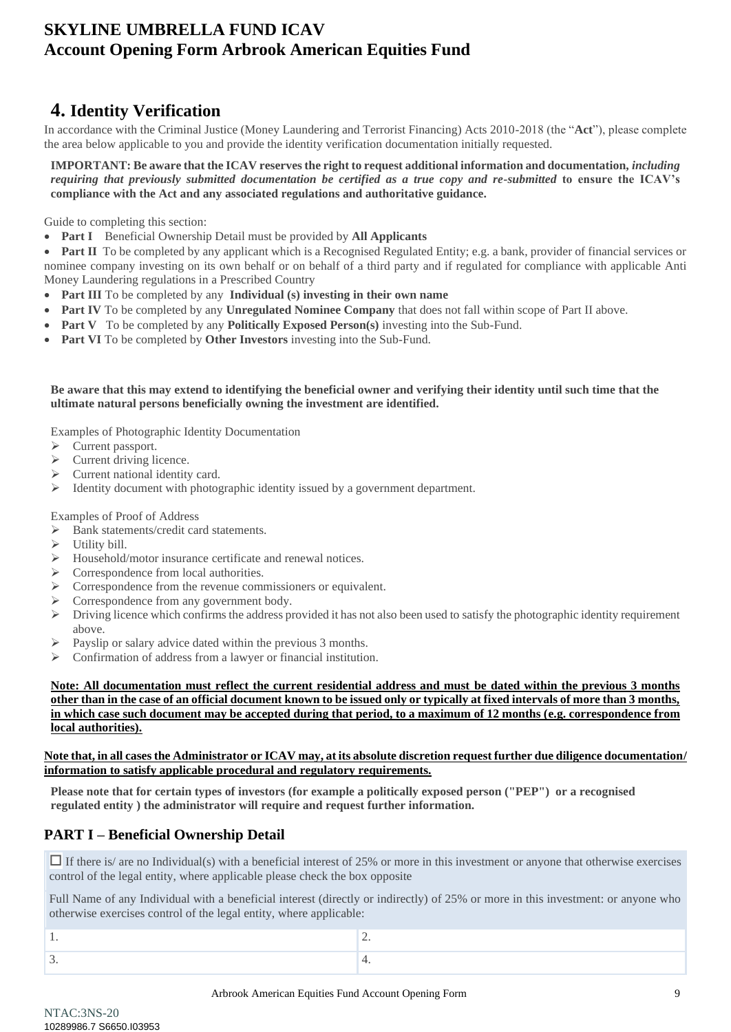# SKYLINE UMBRELLA FUND ICAV
# Account Opening Form Arbrook American Equities Fund

## 4. Identity Verification

In accordance with the Criminal Justice (Money Laundering and Terrorist Financing) Acts 2010-2018 (the "**Act**"), please complete the area below applicable to you and provide the identity verification documentation initially requested.

**IMPORTANT: Be aware that the ICAV reserves the right to request additional information and documentation,** ***including requiring that previously submitted documentation be certified as a true copy and re-submitted*** **to ensure the ICAV's compliance with the Act and any associated regulations and authoritative guidance.**

Guide to completing this section:

- **Part I** Beneficial Ownership Detail must be provided by **All Applicants**
- **Part II** To be completed by any applicant which is a Recognised Regulated Entity; e.g. a bank, provider of financial services or nominee company investing on its own behalf or on behalf of a third party and if regulated for compliance with applicable Anti Money Laundering regulations in a Prescribed Country
- **Part III** To be completed by any **Individual (s) investing in their own name**
- **Part IV** To be completed by any **Unregulated Nominee Company** that does not fall within scope of Part II above.
- **Part V** To be completed by any **Politically Exposed Person(s)** investing into the Sub-Fund.
- **Part VI** To be completed by **Other Investors** investing into the Sub-Fund.

**Be aware that this may extend to identifying the beneficial owner and verifying their identity until such time that the ultimate natural persons beneficially owning the investment are identified.**

Examples of Photographic Identity Documentation

- Current passport.
- Current driving licence.
- Current national identity card.
- Identity document with photographic identity issued by a government department.

Examples of Proof of Address

- Bank statements/credit card statements.
- Utility bill.
- Household/motor insurance certificate and renewal notices.
- Correspondence from local authorities.
- Correspondence from the revenue commissioners or equivalent.
- Correspondence from any government body.
- Driving licence which confirms the address provided it has not also been used to satisfy the photographic identity requirement above.
- Payslip or salary advice dated within the previous 3 months.
- Confirmation of address from a lawyer or financial institution.

**Note: All documentation must reflect the current residential address and must be dated within the previous 3 months other than in the case of an official document known to be issued only or typically at fixed intervals of more than 3 months, in which case such document may be accepted during that period, to a maximum of 12 months (e.g. correspondence from local authorities).**

**Note that, in all cases the Administrator or ICAV may, at its absolute discretion request further due diligence documentation/ information to satisfy applicable procedural and regulatory requirements.**

**Please note that for certain types of investors (for example a politically exposed person ("PEP") or a recognised regulated entity ) the administrator will require and request further information.**

### PART I – Beneficial Ownership Detail

☐ If there is/ are no Individual(s) with a beneficial interest of 25% or more in this investment or anyone that otherwise exercises control of the legal entity, where applicable please check the box opposite

Full Name of any Individual with a beneficial interest (directly or indirectly) of 25% or more in this investment: or anyone who otherwise exercises control of the legal entity, where applicable:

| | |
|---|---|
| 1. | 2. |
| 3. | 4. |

NTAC:3NS-20
10289986.7 S6650.I03953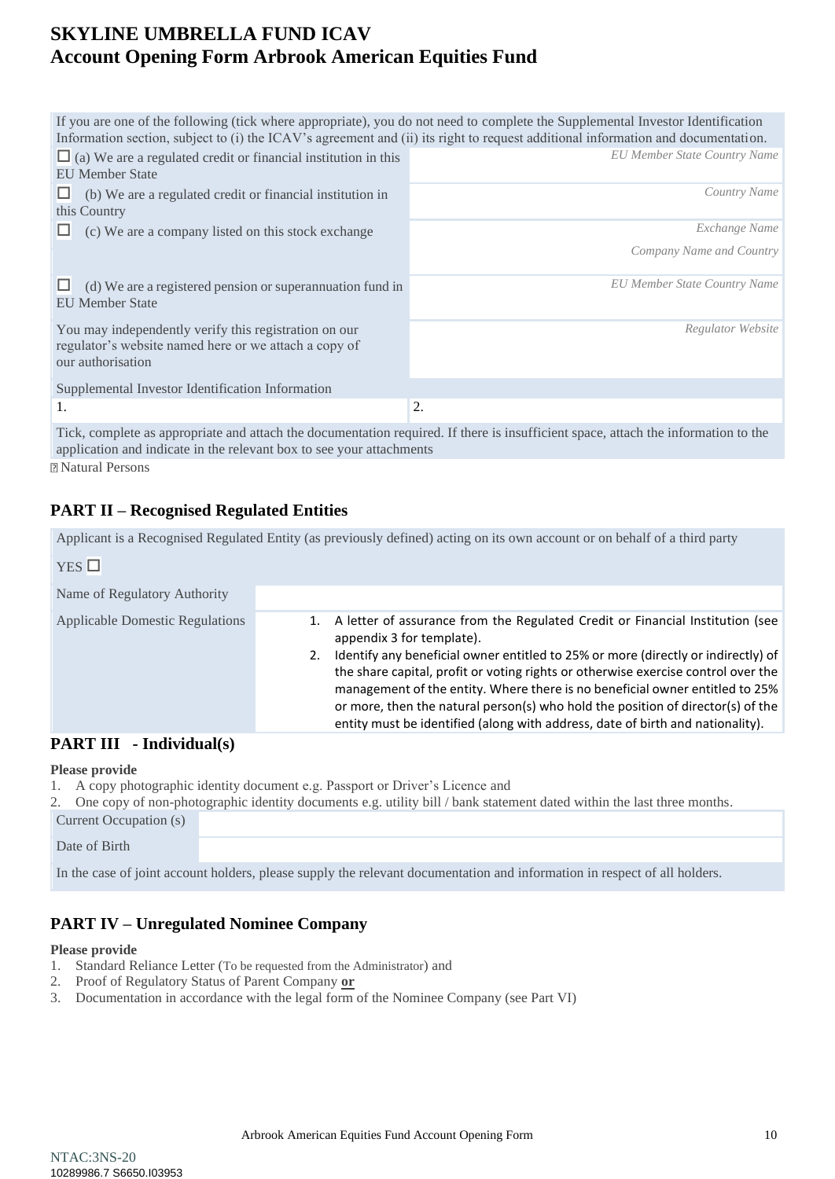# SKYLINE UMBRELLA FUND ICAV
# Account Opening Form Arbrook American Equities Fund

| If you are one of the following (tick where appropriate), you do not need to complete the Supplemental Investor Identification Information section, subject to (i) the ICAV's agreement and (ii) its right to request additional information and documentation. | |
|---|---|
| ☐ (a) We are a regulated credit or financial institution in this EU Member State | *EU Member State Country Name* |
| ☐ (b) We are a regulated credit or financial institution in this Country | *Country Name* |
| ☐ (c) We are a company listed on this stock exchange | *Exchange Name* <br> *Company Name and Country* |
| ☐ (d) We are a registered pension or superannuation fund in EU Member State | *EU Member State Country Name* |
| You may independently verify this registration on our regulator's website named here or we attach a copy of our authorisation | *Regulator Website* |
| Supplemental Investor Identification Information | |
| 1. | 2. |
| Tick, complete as appropriate and attach the documentation required. If there is insufficient space, attach the information to the application and indicate in the relevant box to see your attachments | |

☐ Natural Persons

## PART II – Recognised Regulated Entities

| Applicant is a Recognised Regulated Entity (as previously defined) acting on its own account or on behalf of a third party <br> YES ☐ | |
|---|---|
| Name of Regulatory Authority | |
| Applicable Domestic Regulations | 1. A letter of assurance from the Regulated Credit or Financial Institution (see appendix 3 for template). <br> 2. Identify any beneficial owner entitled to 25% or more (directly or indirectly) of the share capital, profit or voting rights or otherwise exercise control over the management of the entity. Where there is no beneficial owner entitled to 25% or more, then the natural person(s) who hold the position of director(s) of the entity must be identified (along with address, date of birth and nationality). |

## PART III - Individual(s)

**Please provide**

1. A copy photographic identity document e.g. Passport or Driver's Licence and
2. One copy of non-photographic identity documents e.g. utility bill / bank statement dated within the last three months.

| Current Occupation (s) | |
|---|---|
| Date of Birth | |
| In the case of joint account holders, please supply the relevant documentation and information in respect of all holders. | |

## PART IV – Unregulated Nominee Company

**Please provide**

1. Standard Reliance Letter (To be requested from the Administrator) and
2. Proof of Regulatory Status of Parent Company **or**
3. Documentation in accordance with the legal form of the Nominee Company (see Part VI)

NTAC:3NS-20
10289986.7 S6650.I03953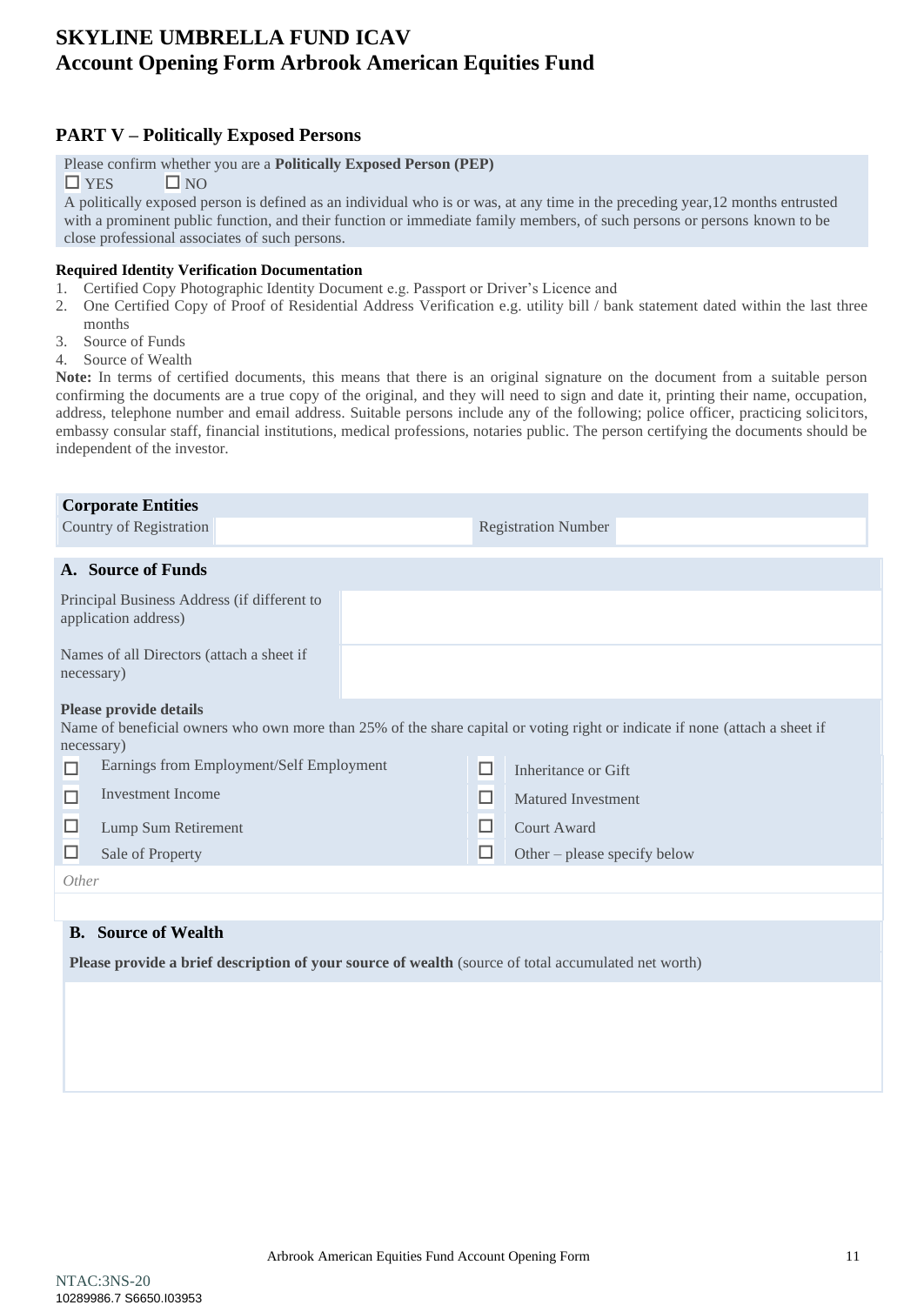# SKYLINE UMBRELLA FUND ICAV
# Account Opening Form Arbrook American Equities Fund

## PART V – Politically Exposed Persons

Please confirm whether you are a **Politically Exposed Person (PEP)**

☐ YES ☐ NO

A politically exposed person is defined as an individual who is or was, at any time in the preceding year,12 months entrusted with a prominent public function, and their function or immediate family members, of such persons or persons known to be close professional associates of such persons.

**Required Identity Verification Documentation**

1. Certified Copy Photographic Identity Document e.g. Passport or Driver's Licence and
2. One Certified Copy of Proof of Residential Address Verification e.g. utility bill / bank statement dated within the last three months
3. Source of Funds
4. Source of Wealth

**Note:** In terms of certified documents, this means that there is an original signature on the document from a suitable person confirming the documents are a true copy of the original, and they will need to sign and date it, printing their name, occupation, address, telephone number and email address. Suitable persons include any of the following; police officer, practicing solicitors, embassy consular staff, financial institutions, medical professions, notaries public. The person certifying the documents should be independent of the investor.

**Corporate Entities**

| Country of Registration | | Registration Number | |
|---|---|---|---|

### A. Source of Funds

| Principal Business Address (if different to application address) | |
|---|---|
| Names of all Directors (attach a sheet if necessary) | |

**Please provide details**

Name of beneficial owners who own more than 25% of the share capital or voting right or indicate if none (attach a sheet if necessary)

| | | | |
|---|---|---|---|
| ☐ | Earnings from Employment/Self Employment | ☐ | Inheritance or Gift |
| ☐ | Investment Income | ☐ | Matured Investment |
| ☐ | Lump Sum Retirement | ☐ | Court Award |
| ☐ | Sale of Property | ☐ | Other – please specify below |

*Other*

### B. Source of Wealth

**Please provide a brief description of your source of wealth** (source of total accumulated net worth)

NTAC:3NS-20
10289986.7 S6650.I03953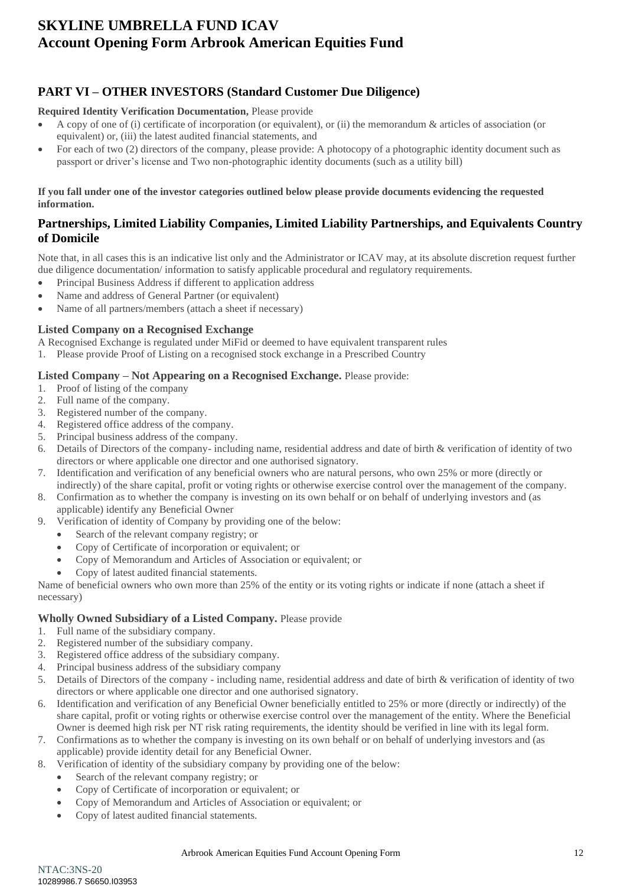# SKYLINE UMBRELLA FUND ICAV
# Account Opening Form Arbrook American Equities Fund

## PART VI – OTHER INVESTORS (Standard Customer Due Diligence)

**Required Identity Verification Documentation,** Please provide

- A copy of one of (i) certificate of incorporation (or equivalent), or (ii) the memorandum & articles of association (or equivalent) or, (iii) the latest audited financial statements, and
- For each of two (2) directors of the company, please provide: A photocopy of a photographic identity document such as passport or driver's license and Two non-photographic identity documents (such as a utility bill)

**If you fall under one of the investor categories outlined below please provide documents evidencing the requested information.**

### Partnerships, Limited Liability Companies, Limited Liability Partnerships, and Equivalents Country of Domicile

Note that, in all cases this is an indicative list only and the Administrator or ICAV may, at its absolute discretion request further due diligence documentation/ information to satisfy applicable procedural and regulatory requirements.

- Principal Business Address if different to application address
- Name and address of General Partner (or equivalent)
- Name of all partners/members (attach a sheet if necessary)

### Listed Company on a Recognised Exchange

A Recognised Exchange is regulated under MiFid or deemed to have equivalent transparent rules

1. Please provide Proof of Listing on a recognised stock exchange in a Prescribed Country

### Listed Company – Not Appearing on a Recognised Exchange. Please provide:

1. Proof of listing of the company
2. Full name of the company.
3. Registered number of the company.
4. Registered office address of the company.
5. Principal business address of the company.
6. Details of Directors of the company- including name, residential address and date of birth & verification of identity of two directors or where applicable one director and one authorised signatory.
7. Identification and verification of any beneficial owners who are natural persons, who own 25% or more (directly or indirectly) of the share capital, profit or voting rights or otherwise exercise control over the management of the company.
8. Confirmation as to whether the company is investing on its own behalf or on behalf of underlying investors and (as applicable) identify any Beneficial Owner
9. Verification of identity of Company by providing one of the below:
   - Search of the relevant company registry; or
   - Copy of Certificate of incorporation or equivalent; or
   - Copy of Memorandum and Articles of Association or equivalent; or
   - Copy of latest audited financial statements.

Name of beneficial owners who own more than 25% of the entity or its voting rights or indicate if none (attach a sheet if necessary)

### Wholly Owned Subsidiary of a Listed Company. Please provide

1. Full name of the subsidiary company.
2. Registered number of the subsidiary company.
3. Registered office address of the subsidiary company.
4. Principal business address of the subsidiary company
5. Details of Directors of the company - including name, residential address and date of birth & verification of identity of two directors or where applicable one director and one authorised signatory.
6. Identification and verification of any Beneficial Owner beneficially entitled to 25% or more (directly or indirectly) of the share capital, profit or voting rights or otherwise exercise control over the management of the entity. Where the Beneficial Owner is deemed high risk per NT risk rating requirements, the identity should be verified in line with its legal form.
7. Confirmations as to whether the company is investing on its own behalf or on behalf of underlying investors and (as applicable) provide identity detail for any Beneficial Owner.
8. Verification of identity of the subsidiary company by providing one of the below:
   - Search of the relevant company registry; or
   - Copy of Certificate of incorporation or equivalent; or
   - Copy of Memorandum and Articles of Association or equivalent; or
   - Copy of latest audited financial statements.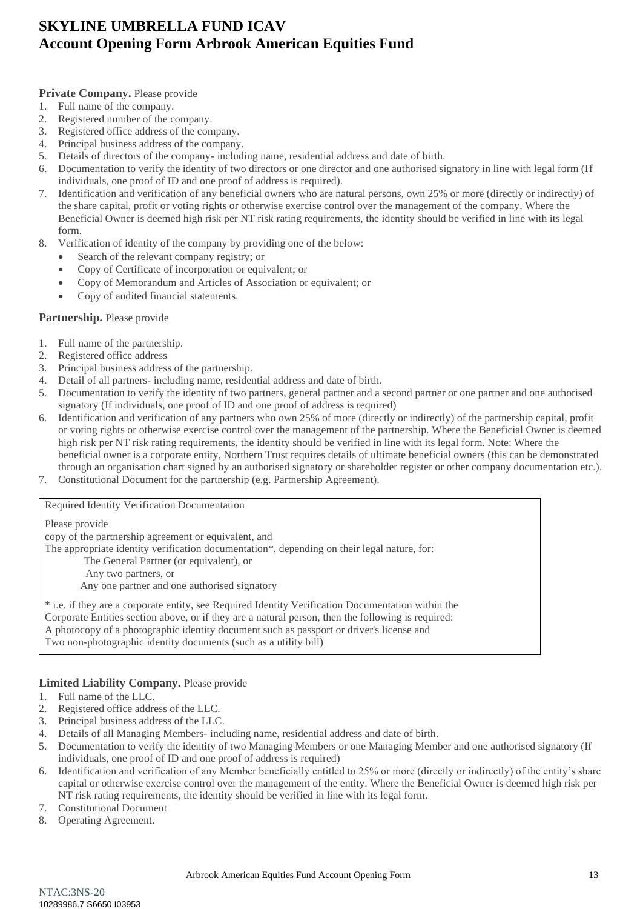**Private Company.** Please provide

1. Full name of the company.
2. Registered number of the company.
3. Registered office address of the company.
4. Principal business address of the company.
5. Details of directors of the company- including name, residential address and date of birth.
6. Documentation to verify the identity of two directors or one director and one authorised signatory in line with legal form (If individuals, one proof of ID and one proof of address is required).
7. Identification and verification of any beneficial owners who are natural persons, own 25% or more (directly or indirectly) of the share capital, profit or voting rights or otherwise exercise control over the management of the company. Where the Beneficial Owner is deemed high risk per NT risk rating requirements, the identity should be verified in line with its legal form.
8. Verification of identity of the company by providing one of the below:
   - Search of the relevant company registry; or
   - Copy of Certificate of incorporation or equivalent; or
   - Copy of Memorandum and Articles of Association or equivalent; or
   - Copy of audited financial statements.

**Partnership.** Please provide

1. Full name of the partnership.
2. Registered office address
3. Principal business address of the partnership.
4. Detail of all partners- including name, residential address and date of birth.
5. Documentation to verify the identity of two partners, general partner and a second partner or one partner and one authorised signatory (If individuals, one proof of ID and one proof of address is required)
6. Identification and verification of any partners who own 25% of more (directly or indirectly) of the partnership capital, profit or voting rights or otherwise exercise control over the management of the partnership. Where the Beneficial Owner is deemed high risk per NT risk rating requirements, the identity should be verified in line with its legal form. Note: Where the beneficial owner is a corporate entity, Northern Trust requires details of ultimate beneficial owners (this can be demonstrated through an organisation chart signed by an authorised signatory or shareholder register or other company documentation etc.).
7. Constitutional Document for the partnership (e.g. Partnership Agreement).

| Required Identity Verification Documentation |
|---|
| Please provide<br>copy of the partnership agreement or equivalent, and<br>The appropriate identity verification documentation*, depending on their legal nature, for:<br>The General Partner (or equivalent), or<br>Any two partners, or<br>Any one partner and one authorised signatory<br><br>* i.e. if they are a corporate entity, see Required Identity Verification Documentation within the Corporate Entities section above, or if they are a natural person, then the following is required:<br>A photocopy of a photographic identity document such as passport or driver's license and<br>Two non-photographic identity documents (such as a utility bill) |

**Limited Liability Company.** Please provide

1. Full name of the LLC.
2. Registered office address of the LLC.
3. Principal business address of the LLC.
4. Details of all Managing Members- including name, residential address and date of birth.
5. Documentation to verify the identity of two Managing Members or one Managing Member and one authorised signatory (If individuals, one proof of ID and one proof of address is required)
6. Identification and verification of any Member beneficially entitled to 25% or more (directly or indirectly) of the entity's share capital or otherwise exercise control over the management of the entity. Where the Beneficial Owner is deemed high risk per NT risk rating requirements, the identity should be verified in line with its legal form.
7. Constitutional Document
8. Operating Agreement.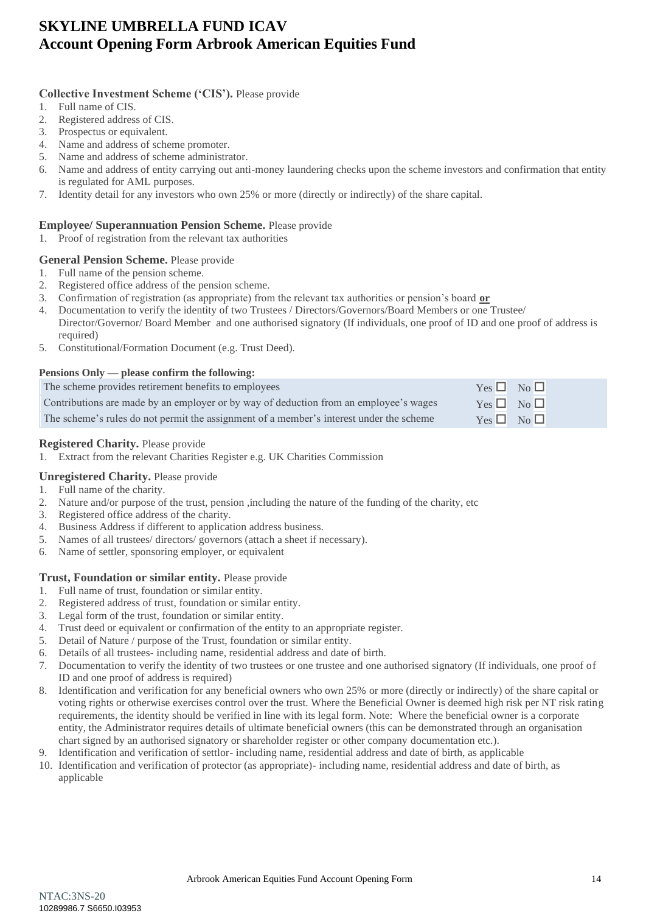# SKYLINE UMBRELLA FUND ICAV
## Account Opening Form Arbrook American Equities Fund

**Collective Investment Scheme ('CIS').** Please provide

1. Full name of CIS.
2. Registered address of CIS.
3. Prospectus or equivalent.
4. Name and address of scheme promoter.
5. Name and address of scheme administrator.
6. Name and address of entity carrying out anti-money laundering checks upon the scheme investors and confirmation that entity is regulated for AML purposes.
7. Identity detail for any investors who own 25% or more (directly or indirectly) of the share capital.

**Employee/ Superannuation Pension Scheme.** Please provide

1. Proof of registration from the relevant tax authorities

**General Pension Scheme.** Please provide

1. Full name of the pension scheme.
2. Registered office address of the pension scheme.
3. Confirmation of registration (as appropriate) from the relevant tax authorities or pension's board **or**
4. Documentation to verify the identity of two Trustees / Directors/Governors/Board Members or one Trustee/ Director/Governor/ Board Member and one authorised signatory (If individuals, one proof of ID and one proof of address is required)
5. Constitutional/Formation Document (e.g. Trust Deed).

**Pensions Only — please confirm the following:**

| | | |
|---|---|---|
| The scheme provides retirement benefits to employees | Yes ☐ | No ☐ |
| Contributions are made by an employer or by way of deduction from an employee's wages | Yes ☐ | No ☐ |
| The scheme's rules do not permit the assignment of a member's interest under the scheme | Yes ☐ | No ☐ |

**Registered Charity.** Please provide

1. Extract from the relevant Charities Register e.g. UK Charities Commission

**Unregistered Charity.** Please provide

1. Full name of the charity.
2. Nature and/or purpose of the trust, pension ,including the nature of the funding of the charity, etc
3. Registered office address of the charity.
4. Business Address if different to application address business.
5. Names of all trustees/ directors/ governors (attach a sheet if necessary).
6. Name of settler, sponsoring employer, or equivalent

**Trust, Foundation or similar entity.** Please provide

1. Full name of trust, foundation or similar entity.
2. Registered address of trust, foundation or similar entity.
3. Legal form of the trust, foundation or similar entity.
4. Trust deed or equivalent or confirmation of the entity to an appropriate register.
5. Detail of Nature / purpose of the Trust, foundation or similar entity.
6. Details of all trustees- including name, residential address and date of birth.
7. Documentation to verify the identity of two trustees or one trustee and one authorised signatory (If individuals, one proof of ID and one proof of address is required)
8. Identification and verification for any beneficial owners who own 25% or more (directly or indirectly) of the share capital or voting rights or otherwise exercises control over the trust. Where the Beneficial Owner is deemed high risk per NT risk rating requirements, the identity should be verified in line with its legal form. Note: Where the beneficial owner is a corporate entity, the Administrator requires details of ultimate beneficial owners (this can be demonstrated through an organisation chart signed by an authorised signatory or shareholder register or other company documentation etc.).
9. Identification and verification of settlor- including name, residential address and date of birth, as applicable
10. Identification and verification of protector (as appropriate)- including name, residential address and date of birth, as applicable

NTAC:3NS-20
10289986.7 S6650.I03953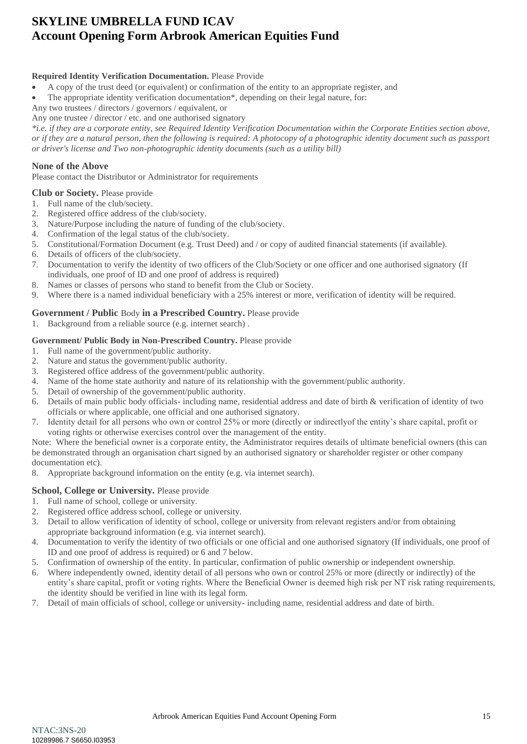# SKYLINE UMBRELLA FUND ICAV
# Account Opening Form Arbrook American Equities Fund

**Required Identity Verification Documentation.** Please Provide

- A copy of the trust deed (or equivalent) or confirmation of the entity to an appropriate register, and
- The appropriate identity verification documentation*, depending on their legal nature, for:

Any two trustees / directors / governors / equivalent, or

Any one trustee / director / etc. and one authorised signatory

*\*i.e. if they are a corporate entity, see Required Identity Verification Documentation within the Corporate Entities section above, or if they are a natural person, then the following is required: A photocopy of a photographic identity document such as passport or driver's license and Two non-photographic identity documents (such as a utility bill)*

### None of the Above

Please contact the Distributor or Administrator for requirements

**Club or Society.** Please provide

1. Full name of the club/society.
2. Registered office address of the club/society.
3. Nature/Purpose including the nature of funding of the club/society.
4. Confirmation of the legal status of the club/society.
5. Constitutional/Formation Document (e.g. Trust Deed) and / or copy of audited financial statements (if available).
6. Details of officers of the club/society.
7. Documentation to verify the identity of two officers of the Club/Society or one officer and one authorised signatory (If individuals, one proof of ID and one proof of address is required)
8. Names or classes of persons who stand to benefit from the Club or Society.
9. Where there is a named individual beneficiary with a 25% interest or more, verification of identity will be required.

**Government / Public** Body **in a Prescribed Country.** Please provide

1. Background from a reliable source (e.g. internet search) .

**Government/ Public Body in Non-Prescribed Country.** Please provide

1. Full name of the government/public authority.
2. Nature and status the government/public authority.
3. Registered office address of the government/public authority.
4. Name of the home state authority and nature of its relationship with the government/public authority.
5. Detail of ownership of the government/public authority.
6. Details of main public body officials- including name, residential address and date of birth & verification of identity of two officials or where applicable, one official and one authorised signatory.
7. Identity detail for all persons who own or control 25% or more (directly or indirectlyof the entity's share capital, profit or voting rights or otherwise exercises control over the management of the entity.

Note: Where the beneficial owner is a corporate entity, the Administrator requires details of ultimate beneficial owners (this can be demonstrated through an organisation chart signed by an authorised signatory or shareholder register or other company documentation etc).

8. Appropriate background information on the entity (e.g. via internet search).

**School, College or University.** Please provide

1. Full name of school, college or university.
2. Registered office address school, college or university.
3. Detail to allow verification of identity of school, college or university from relevant registers and/or from obtaining appropriate background information (e.g. via internet search).
4. Documentation to verify the identity of two officials or one official and one authorised signatory (If individuals, one proof of ID and one proof of address is required) or 6 and 7 below.
5. Confirmation of ownership of the entity. In particular, confirmation of public ownership or independent ownership.
6. Where independently owned, identity detail of all persons who own or control 25% or more (directly or indirectly) of the entity's share capital, profit or voting rights. Where the Beneficial Owner is deemed high risk per NT risk rating requirements, the identity should be verified in line with its legal form.
7. Detail of main officials of school, college or university- including name, residential address and date of birth.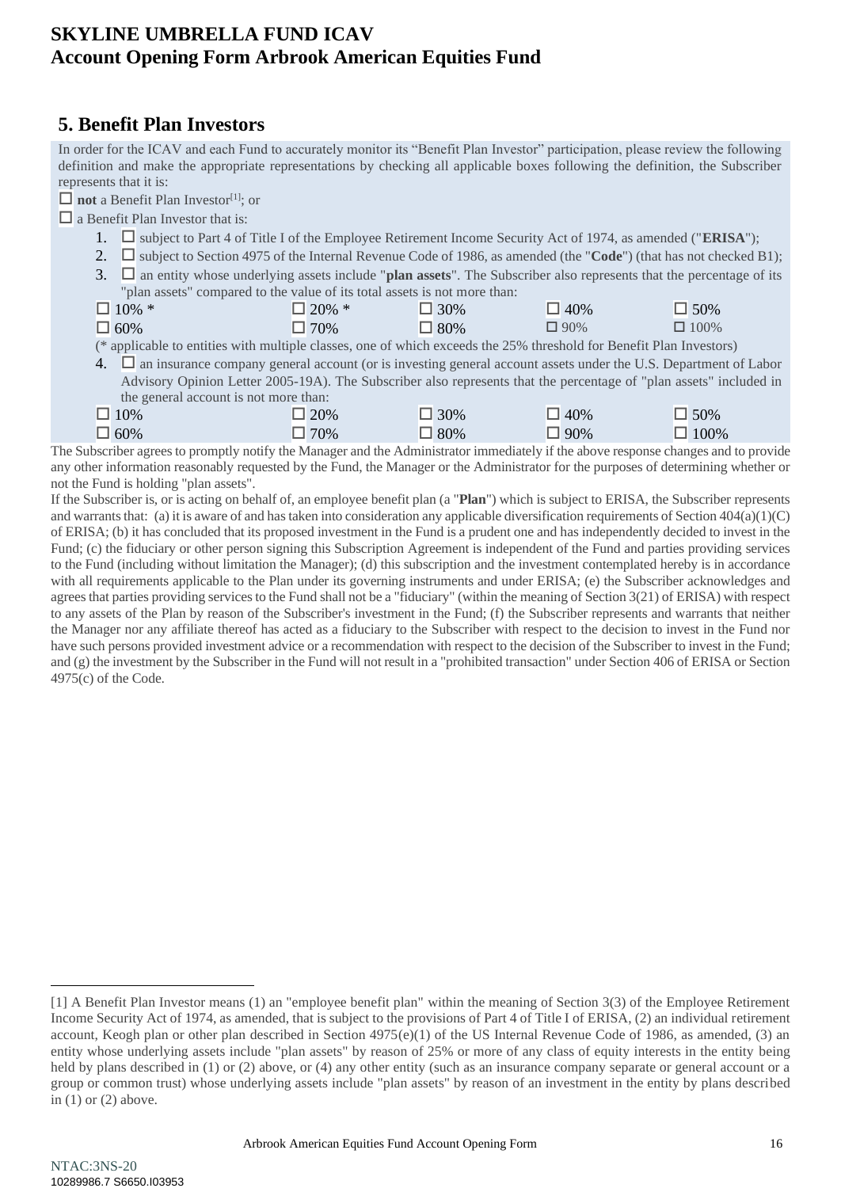## 5. Benefit Plan Investors

In order for the ICAV and each Fund to accurately monitor its "Benefit Plan Investor" participation, please review the following definition and make the appropriate representations by checking all applicable boxes following the definition, the Subscriber represents that it is:

☐ **not** a Benefit Plan Investor[1]; or

☐ a Benefit Plan Investor that is:

1. ☐ subject to Part 4 of Title I of the Employee Retirement Income Security Act of 1974, as amended ("**ERISA**");
2. ☐ subject to Section 4975 of the Internal Revenue Code of 1986, as amended (the "**Code**") (that has not checked B1);
3. ☐ an entity whose underlying assets include "**plan assets**". The Subscriber also represents that the percentage of its "plan assets" compared to the value of its total assets is not more than:

| | | | | |
|---|---|---|---|---|
| ☐ 10% * | ☐ 20% * | ☐ 30% | ☐ 40% | ☐ 50% |
| ☐ 60% | ☐ 70% | ☐ 80% | ☐ 90% | ☐ 100% |

(* applicable to entities with multiple classes, one of which exceeds the 25% threshold for Benefit Plan Investors)

4. ☐ an insurance company general account (or is investing general account assets under the U.S. Department of Labor Advisory Opinion Letter 2005-19A). The Subscriber also represents that the percentage of "plan assets" included in the general account is not more than:

| | | | | |
|---|---|---|---|---|
| ☐ 10% | ☐ 20% | ☐ 30% | ☐ 40% | ☐ 50% |
| ☐ 60% | ☐ 70% | ☐ 80% | ☐ 90% | ☐ 100% |

The Subscriber agrees to promptly notify the Manager and the Administrator immediately if the above response changes and to provide any other information reasonably requested by the Fund, the Manager or the Administrator for the purposes of determining whether or not the Fund is holding "plan assets".

If the Subscriber is, or is acting on behalf of, an employee benefit plan (a "**Plan**") which is subject to ERISA, the Subscriber represents and warrants that: (a) it is aware of and has taken into consideration any applicable diversification requirements of Section 404(a)(1)(C) of ERISA; (b) it has concluded that its proposed investment in the Fund is a prudent one and has independently decided to invest in the Fund; (c) the fiduciary or other person signing this Subscription Agreement is independent of the Fund and parties providing services to the Fund (including without limitation the Manager); (d) this subscription and the investment contemplated hereby is in accordance with all requirements applicable to the Plan under its governing instruments and under ERISA; (e) the Subscriber acknowledges and agrees that parties providing services to the Fund shall not be a "fiduciary" (within the meaning of Section 3(21) of ERISA) with respect to any assets of the Plan by reason of the Subscriber's investment in the Fund; (f) the Subscriber represents and warrants that neither the Manager nor any affiliate thereof has acted as a fiduciary to the Subscriber with respect to the decision to invest in the Fund nor have such persons provided investment advice or a recommendation with respect to the decision of the Subscriber to invest in the Fund; and (g) the investment by the Subscriber in the Fund will not result in a "prohibited transaction" under Section 406 of ERISA or Section 4975(c) of the Code.

[1] A Benefit Plan Investor means (1) an "employee benefit plan" within the meaning of Section 3(3) of the Employee Retirement Income Security Act of 1974, as amended, that is subject to the provisions of Part 4 of Title I of ERISA, (2) an individual retirement account, Keogh plan or other plan described in Section 4975(e)(1) of the US Internal Revenue Code of 1986, as amended, (3) an entity whose underlying assets include "plan assets" by reason of 25% or more of any class of equity interests in the entity being held by plans described in (1) or (2) above, or (4) any other entity (such as an insurance company separate or general account or a group or common trust) whose underlying assets include "plan assets" by reason of an investment in the entity by plans described in (1) or (2) above.

NTAC:3NS-20
10289986.7 S6650.I03953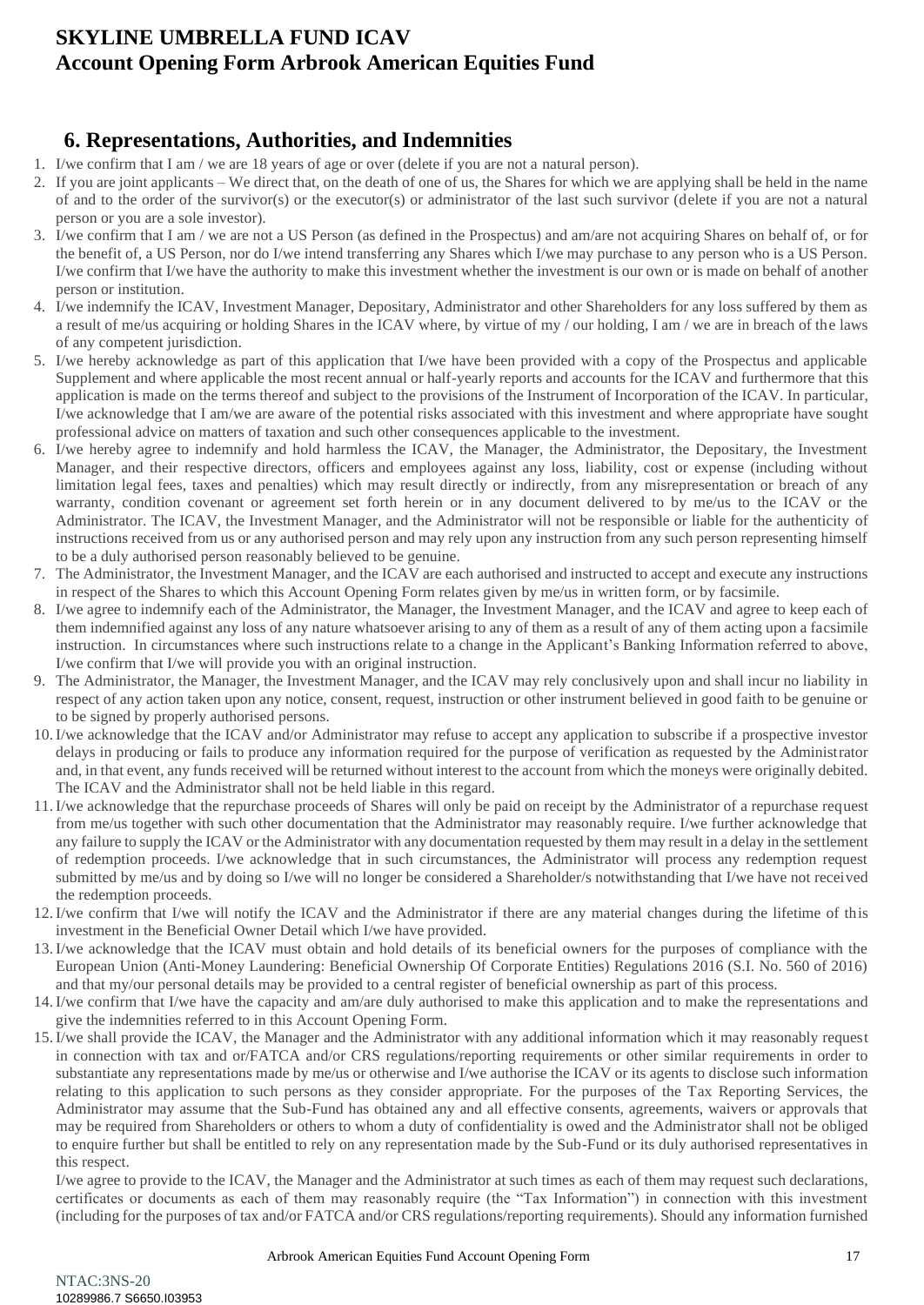## 6. Representations, Authorities, and Indemnities

1. I/we confirm that I am / we are 18 years of age or over (delete if you are not a natural person).
2. If you are joint applicants – We direct that, on the death of one of us, the Shares for which we are applying shall be held in the name of and to the order of the survivor(s) or the executor(s) or administrator of the last such survivor (delete if you are not a natural person or you are a sole investor).
3. I/we confirm that I am / we are not a US Person (as defined in the Prospectus) and am/are not acquiring Shares on behalf of, or for the benefit of, a US Person, nor do I/we intend transferring any Shares which I/we may purchase to any person who is a US Person. I/we confirm that I/we have the authority to make this investment whether the investment is our own or is made on behalf of another person or institution.
4. I/we indemnify the ICAV, Investment Manager, Depositary, Administrator and other Shareholders for any loss suffered by them as a result of me/us acquiring or holding Shares in the ICAV where, by virtue of my / our holding, I am / we are in breach of the laws of any competent jurisdiction.
5. I/we hereby acknowledge as part of this application that I/we have been provided with a copy of the Prospectus and applicable Supplement and where applicable the most recent annual or half-yearly reports and accounts for the ICAV and furthermore that this application is made on the terms thereof and subject to the provisions of the Instrument of Incorporation of the ICAV. In particular, I/we acknowledge that I am/we are aware of the potential risks associated with this investment and where appropriate have sought professional advice on matters of taxation and such other consequences applicable to the investment.
6. I/we hereby agree to indemnify and hold harmless the ICAV, the Manager, the Administrator, the Depositary, the Investment Manager, and their respective directors, officers and employees against any loss, liability, cost or expense (including without limitation legal fees, taxes and penalties) which may result directly or indirectly, from any misrepresentation or breach of any warranty, condition covenant or agreement set forth herein or in any document delivered to by me/us to the ICAV or the Administrator. The ICAV, the Investment Manager, and the Administrator will not be responsible or liable for the authenticity of instructions received from us or any authorised person and may rely upon any instruction from any such person representing himself to be a duly authorised person reasonably believed to be genuine.
7. The Administrator, the Investment Manager, and the ICAV are each authorised and instructed to accept and execute any instructions in respect of the Shares to which this Account Opening Form relates given by me/us in written form, or by facsimile.
8. I/we agree to indemnify each of the Administrator, the Manager, the Investment Manager, and the ICAV and agree to keep each of them indemnified against any loss of any nature whatsoever arising to any of them as a result of any of them acting upon a facsimile instruction. In circumstances where such instructions relate to a change in the Applicant's Banking Information referred to above, I/we confirm that I/we will provide you with an original instruction.
9. The Administrator, the Manager, the Investment Manager, and the ICAV may rely conclusively upon and shall incur no liability in respect of any action taken upon any notice, consent, request, instruction or other instrument believed in good faith to be genuine or to be signed by properly authorised persons.
10. I/we acknowledge that the ICAV and/or Administrator may refuse to accept any application to subscribe if a prospective investor delays in producing or fails to produce any information required for the purpose of verification as requested by the Administrator and, in that event, any funds received will be returned without interest to the account from which the moneys were originally debited. The ICAV and the Administrator shall not be held liable in this regard.
11. I/we acknowledge that the repurchase proceeds of Shares will only be paid on receipt by the Administrator of a repurchase request from me/us together with such other documentation that the Administrator may reasonably require. I/we further acknowledge that any failure to supply the ICAV or the Administrator with any documentation requested by them may result in a delay in the settlement of redemption proceeds. I/we acknowledge that in such circumstances, the Administrator will process any redemption request submitted by me/us and by doing so I/we will no longer be considered a Shareholder/s notwithstanding that I/we have not received the redemption proceeds.
12. I/we confirm that I/we will notify the ICAV and the Administrator if there are any material changes during the lifetime of this investment in the Beneficial Owner Detail which I/we have provided.
13. I/we acknowledge that the ICAV must obtain and hold details of its beneficial owners for the purposes of compliance with the European Union (Anti-Money Laundering: Beneficial Ownership Of Corporate Entities) Regulations 2016 (S.I. No. 560 of 2016) and that my/our personal details may be provided to a central register of beneficial ownership as part of this process.
14. I/we confirm that I/we have the capacity and am/are duly authorised to make this application and to make the representations and give the indemnities referred to in this Account Opening Form.
15. I/we shall provide the ICAV, the Manager and the Administrator with any additional information which it may reasonably request in connection with tax and or/FATCA and/or CRS regulations/reporting requirements or other similar requirements in order to substantiate any representations made by me/us or otherwise and I/we authorise the ICAV or its agents to disclose such information relating to this application to such persons as they consider appropriate. For the purposes of the Tax Reporting Services, the Administrator may assume that the Sub-Fund has obtained any and all effective consents, agreements, waivers or approvals that may be required from Shareholders or others to whom a duty of confidentiality is owed and the Administrator shall not be obliged to enquire further but shall be entitled to rely on any representation made by the Sub-Fund or its duly authorised representatives in this respect.

    I/we agree to provide to the ICAV, the Manager and the Administrator at such times as each of them may request such declarations, certificates or documents as each of them may reasonably require (the "Tax Information") in connection with this investment (including for the purposes of tax and/or FATCA and/or CRS regulations/reporting requirements). Should any information furnished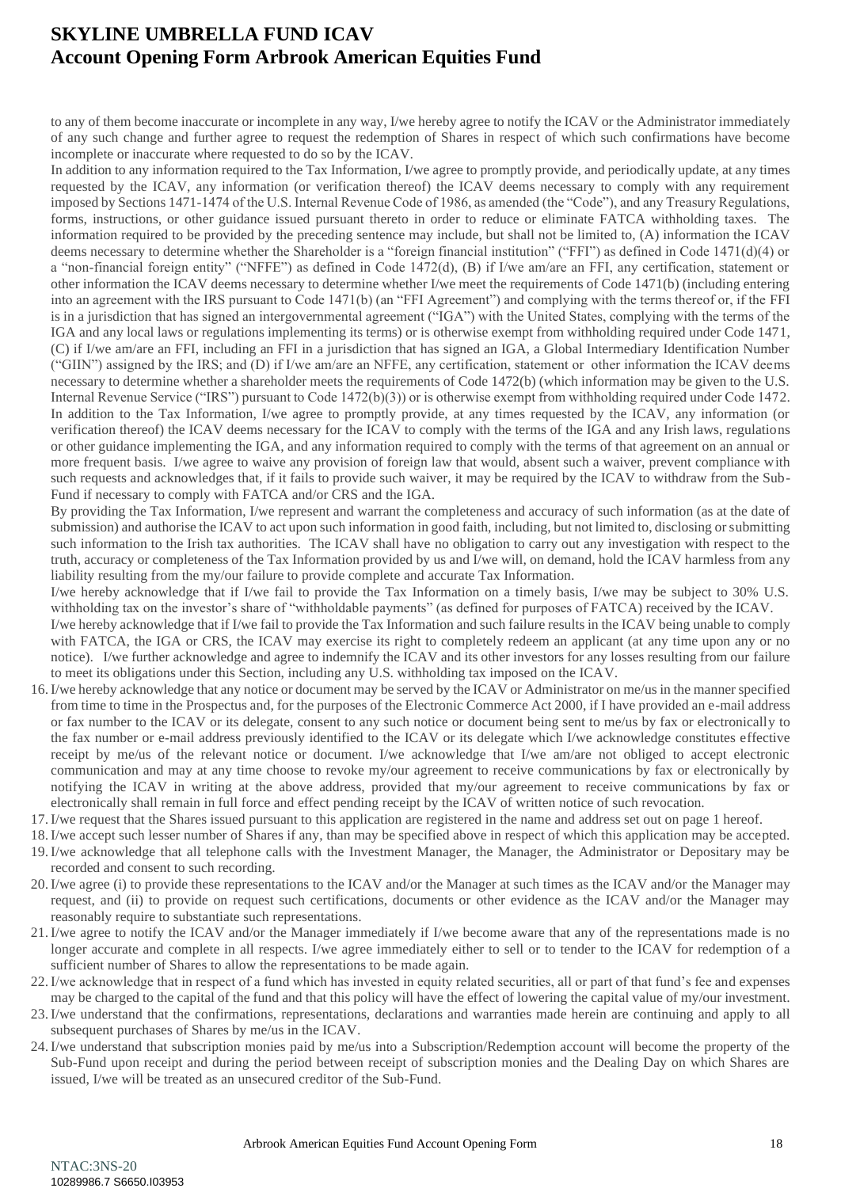to any of them become inaccurate or incomplete in any way, I/we hereby agree to notify the ICAV or the Administrator immediately of any such change and further agree to request the redemption of Shares in respect of which such confirmations have become incomplete or inaccurate where requested to do so by the ICAV.

In addition to any information required to the Tax Information, I/we agree to promptly provide, and periodically update, at any times requested by the ICAV, any information (or verification thereof) the ICAV deems necessary to comply with any requirement imposed by Sections 1471-1474 of the U.S. Internal Revenue Code of 1986, as amended (the "Code"), and any Treasury Regulations, forms, instructions, or other guidance issued pursuant thereto in order to reduce or eliminate FATCA withholding taxes. The information required to be provided by the preceding sentence may include, but shall not be limited to, (A) information the ICAV deems necessary to determine whether the Shareholder is a "foreign financial institution" ("FFI") as defined in Code 1471(d)(4) or a "non-financial foreign entity" ("NFFE") as defined in Code 1472(d), (B) if I/we am/are an FFI, any certification, statement or other information the ICAV deems necessary to determine whether I/we meet the requirements of Code 1471(b) (including entering into an agreement with the IRS pursuant to Code 1471(b) (an "FFI Agreement") and complying with the terms thereof or, if the FFI is in a jurisdiction that has signed an intergovernmental agreement ("IGA") with the United States, complying with the terms of the IGA and any local laws or regulations implementing its terms) or is otherwise exempt from withholding required under Code 1471, (C) if I/we am/are an FFI, including an FFI in a jurisdiction that has signed an IGA, a Global Intermediary Identification Number ("GIIN") assigned by the IRS; and (D) if I/we am/are an NFFE, any certification, statement or other information the ICAV deems necessary to determine whether a shareholder meets the requirements of Code 1472(b) (which information may be given to the U.S. Internal Revenue Service ("IRS") pursuant to Code 1472(b)(3)) or is otherwise exempt from withholding required under Code 1472.

In addition to the Tax Information, I/we agree to promptly provide, at any times requested by the ICAV, any information (or verification thereof) the ICAV deems necessary for the ICAV to comply with the terms of the IGA and any Irish laws, regulations or other guidance implementing the IGA, and any information required to comply with the terms of that agreement on an annual or more frequent basis. I/we agree to waive any provision of foreign law that would, absent such a waiver, prevent compliance with such requests and acknowledges that, if it fails to provide such waiver, it may be required by the ICAV to withdraw from the Sub-Fund if necessary to comply with FATCA and/or CRS and the IGA.

By providing the Tax Information, I/we represent and warrant the completeness and accuracy of such information (as at the date of submission) and authorise the ICAV to act upon such information in good faith, including, but not limited to, disclosing or submitting such information to the Irish tax authorities. The ICAV shall have no obligation to carry out any investigation with respect to the truth, accuracy or completeness of the Tax Information provided by us and I/we will, on demand, hold the ICAV harmless from any liability resulting from the my/our failure to provide complete and accurate Tax Information.

I/we hereby acknowledge that if I/we fail to provide the Tax Information on a timely basis, I/we may be subject to 30% U.S. withholding tax on the investor's share of "withholdable payments" (as defined for purposes of FATCA) received by the ICAV.

I/we hereby acknowledge that if I/we fail to provide the Tax Information and such failure results in the ICAV being unable to comply with FATCA, the IGA or CRS, the ICAV may exercise its right to completely redeem an applicant (at any time upon any or no notice). I/we further acknowledge and agree to indemnify the ICAV and its other investors for any losses resulting from our failure to meet its obligations under this Section, including any U.S. withholding tax imposed on the ICAV.

16. I/we hereby acknowledge that any notice or document may be served by the ICAV or Administrator on me/us in the manner specified from time to time in the Prospectus and, for the purposes of the Electronic Commerce Act 2000, if I have provided an e-mail address or fax number to the ICAV or its delegate, consent to any such notice or document being sent to me/us by fax or electronically to the fax number or e-mail address previously identified to the ICAV or its delegate which I/we acknowledge constitutes effective receipt by me/us of the relevant notice or document. I/we acknowledge that I/we am/are not obliged to accept electronic communication and may at any time choose to revoke my/our agreement to receive communications by fax or electronically by notifying the ICAV in writing at the above address, provided that my/our agreement to receive communications by fax or electronically shall remain in full force and effect pending receipt by the ICAV of written notice of such revocation.
17. I/we request that the Shares issued pursuant to this application are registered in the name and address set out on page 1 hereof.
18. I/we accept such lesser number of Shares if any, than may be specified above in respect of which this application may be accepted.
19. I/we acknowledge that all telephone calls with the Investment Manager, the Manager, the Administrator or Depositary may be recorded and consent to such recording.
20. I/we agree (i) to provide these representations to the ICAV and/or the Manager at such times as the ICAV and/or the Manager may request, and (ii) to provide on request such certifications, documents or other evidence as the ICAV and/or the Manager may reasonably require to substantiate such representations.
21. I/we agree to notify the ICAV and/or the Manager immediately if I/we become aware that any of the representations made is no longer accurate and complete in all respects. I/we agree immediately either to sell or to tender to the ICAV for redemption of a sufficient number of Shares to allow the representations to be made again.
22. I/we acknowledge that in respect of a fund which has invested in equity related securities, all or part of that fund's fee and expenses may be charged to the capital of the fund and that this policy will have the effect of lowering the capital value of my/our investment.
23. I/we understand that the confirmations, representations, declarations and warranties made herein are continuing and apply to all subsequent purchases of Shares by me/us in the ICAV.
24. I/we understand that subscription monies paid by me/us into a Subscription/Redemption account will become the property of the Sub-Fund upon receipt and during the period between receipt of subscription monies and the Dealing Day on which Shares are issued, I/we will be treated as an unsecured creditor of the Sub-Fund.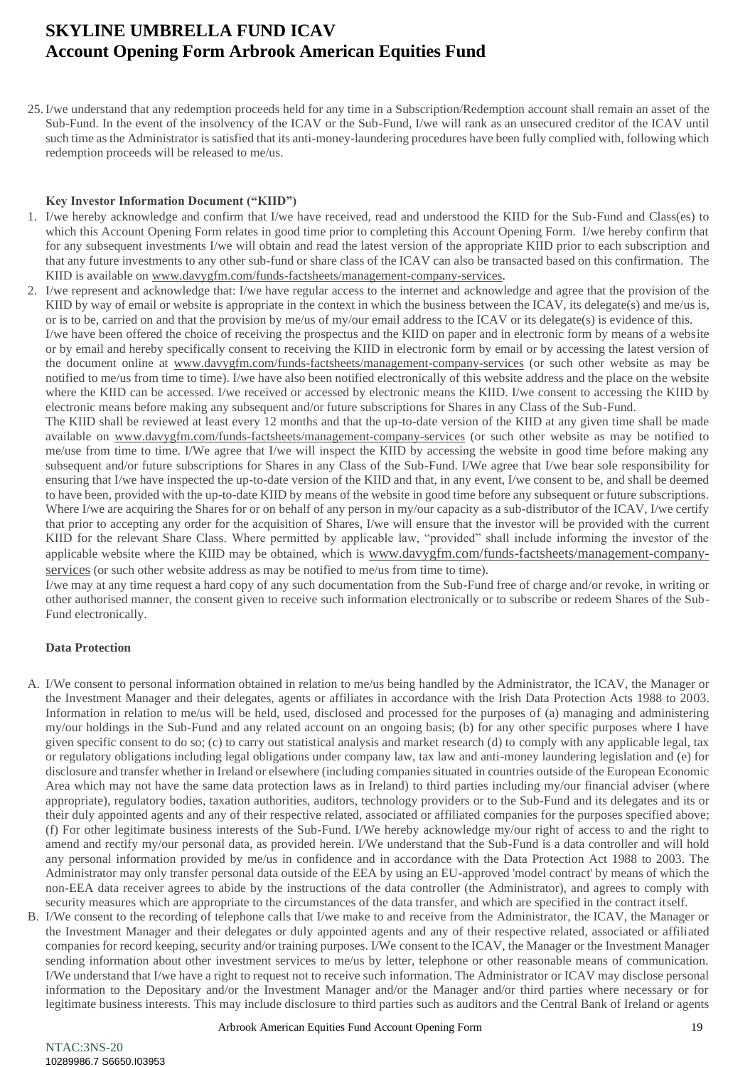25. I/we understand that any redemption proceeds held for any time in a Subscription/Redemption account shall remain an asset of the Sub-Fund. In the event of the insolvency of the ICAV or the Sub-Fund, I/we will rank as an unsecured creditor of the ICAV until such time as the Administrator is satisfied that its anti-money-laundering procedures have been fully complied with, following which redemption proceeds will be released to me/us.

**Key Investor Information Document ("KIID")**

1. I/we hereby acknowledge and confirm that I/we have received, read and understood the KIID for the Sub-Fund and Class(es) to which this Account Opening Form relates in good time prior to completing this Account Opening Form. I/we hereby confirm that for any subsequent investments I/we will obtain and read the latest version of the appropriate KIID prior to each subscription and that any future investments to any other sub-fund or share class of the ICAV can also be transacted based on this confirmation. The KIID is available on www.davygfm.com/funds-factsheets/management-company-services.
2. I/we represent and acknowledge that: I/we have regular access to the internet and acknowledge and agree that the provision of the KIID by way of email or website is appropriate in the context in which the business between the ICAV, its delegate(s) and me/us is, or is to be, carried on and that the provision by me/us of my/our email address to the ICAV or its delegate(s) is evidence of this.
   I/we have been offered the choice of receiving the prospectus and the KIID on paper and in electronic form by means of a website or by email and hereby specifically consent to receiving the KIID in electronic form by email or by accessing the latest version of the document online at www.davygfm.com/funds-factsheets/management-company-services (or such other website as may be notified to me/us from time to time). I/we have also been notified electronically of this website address and the place on the website where the KIID can be accessed. I/we received or accessed by electronic means the KIID. I/we consent to accessing the KIID by electronic means before making any subsequent and/or future subscriptions for Shares in any Class of the Sub-Fund.
   The KIID shall be reviewed at least every 12 months and that the up-to-date version of the KIID at any given time shall be made available on www.davygfm.com/funds-factsheets/management-company-services (or such other website as may be notified to me/use from time to time. I/We agree that I/we will inspect the KIID by accessing the website in good time before making any subsequent and/or future subscriptions for Shares in any Class of the Sub-Fund. I/We agree that I/we bear sole responsibility for ensuring that I/we have inspected the up-to-date version of the KIID and that, in any event, I/we consent to be, and shall be deemed to have been, provided with the up-to-date KIID by means of the website in good time before any subsequent or future subscriptions. Where I/we are acquiring the Shares for or on behalf of any person in my/our capacity as a sub-distributor of the ICAV, I/we certify that prior to accepting any order for the acquisition of Shares, I/we will ensure that the investor will be provided with the current KIID for the relevant Share Class. Where permitted by applicable law, "provided" shall include informing the investor of the applicable website where the KIID may be obtained, which is www.davygfm.com/funds-factsheets/management-company-services (or such other website address as may be notified to me/us from time to time).
   I/we may at any time request a hard copy of any such documentation from the Sub-Fund free of charge and/or revoke, in writing or other authorised manner, the consent given to receive such information electronically or to subscribe or redeem Shares of the Sub-Fund electronically.

**Data Protection**

A. I/We consent to personal information obtained in relation to me/us being handled by the Administrator, the ICAV, the Manager or the Investment Manager and their delegates, agents or affiliates in accordance with the Irish Data Protection Acts 1988 to 2003. Information in relation to me/us will be held, used, disclosed and processed for the purposes of (a) managing and administering my/our holdings in the Sub-Fund and any related account on an ongoing basis; (b) for any other specific purposes where I have given specific consent to do so; (c) to carry out statistical analysis and market research (d) to comply with any applicable legal, tax or regulatory obligations including legal obligations under company law, tax law and anti-money laundering legislation and (e) for disclosure and transfer whether in Ireland or elsewhere (including companies situated in countries outside of the European Economic Area which may not have the same data protection laws as in Ireland) to third parties including my/our financial adviser (where appropriate), regulatory bodies, taxation authorities, auditors, technology providers or to the Sub-Fund and its delegates and its or their duly appointed agents and any of their respective related, associated or affiliated companies for the purposes specified above; (f) For other legitimate business interests of the Sub-Fund. I/We hereby acknowledge my/our right of access to and the right to amend and rectify my/our personal data, as provided herein. I/We understand that the Sub-Fund is a data controller and will hold any personal information provided by me/us in confidence and in accordance with the Data Protection Act 1988 to 2003. The Administrator may only transfer personal data outside of the EEA by using an EU-approved 'model contract' by means of which the non-EEA data receiver agrees to abide by the instructions of the data controller (the Administrator), and agrees to comply with security measures which are appropriate to the circumstances of the data transfer, and which are specified in the contract itself.

B. I/We consent to the recording of telephone calls that I/we make to and receive from the Administrator, the ICAV, the Manager or the Investment Manager and their delegates or duly appointed agents and any of their respective related, associated or affiliated companies for record keeping, security and/or training purposes. I/We consent to the ICAV, the Manager or the Investment Manager sending information about other investment services to me/us by letter, telephone or other reasonable means of communication. I/We understand that I/we have a right to request not to receive such information. The Administrator or ICAV may disclose personal information to the Depositary and/or the Investment Manager and/or the Manager and/or third parties where necessary or for legitimate business interests. This may include disclosure to third parties such as auditors and the Central Bank of Ireland or agents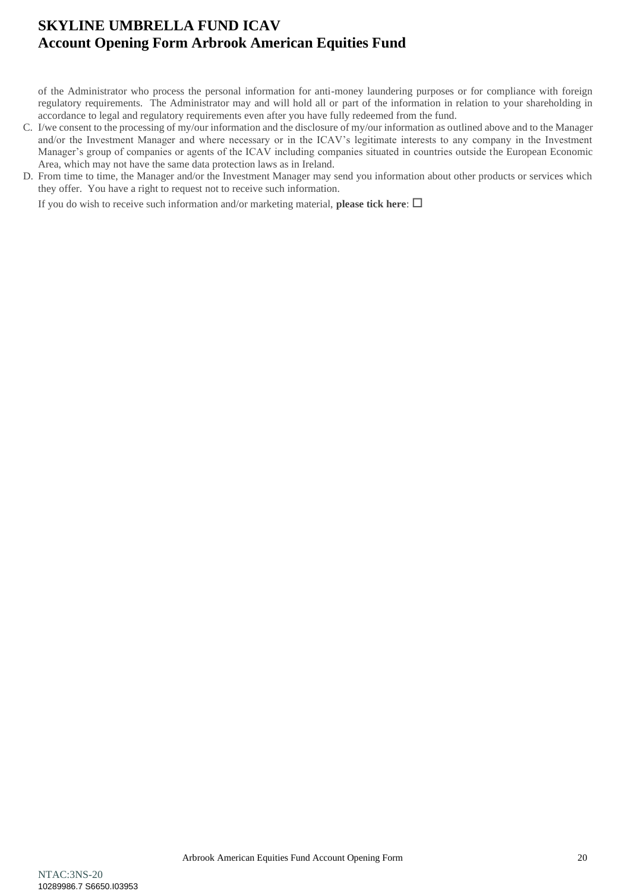of the Administrator who process the personal information for anti-money laundering purposes or for compliance with foreign regulatory requirements. The Administrator may and will hold all or part of the information in relation to your shareholding in accordance to legal and regulatory requirements even after you have fully redeemed from the fund.

C. I/we consent to the processing of my/our information and the disclosure of my/our information as outlined above and to the Manager and/or the Investment Manager and where necessary or in the ICAV's legitimate interests to any company in the Investment Manager's group of companies or agents of the ICAV including companies situated in countries outside the European Economic Area, which may not have the same data protection laws as in Ireland.

D. From time to time, the Manager and/or the Investment Manager may send you information about other products or services which they offer. You have a right to request not to receive such information.

   If you do wish to receive such information and/or marketing material, **please tick here**: ☐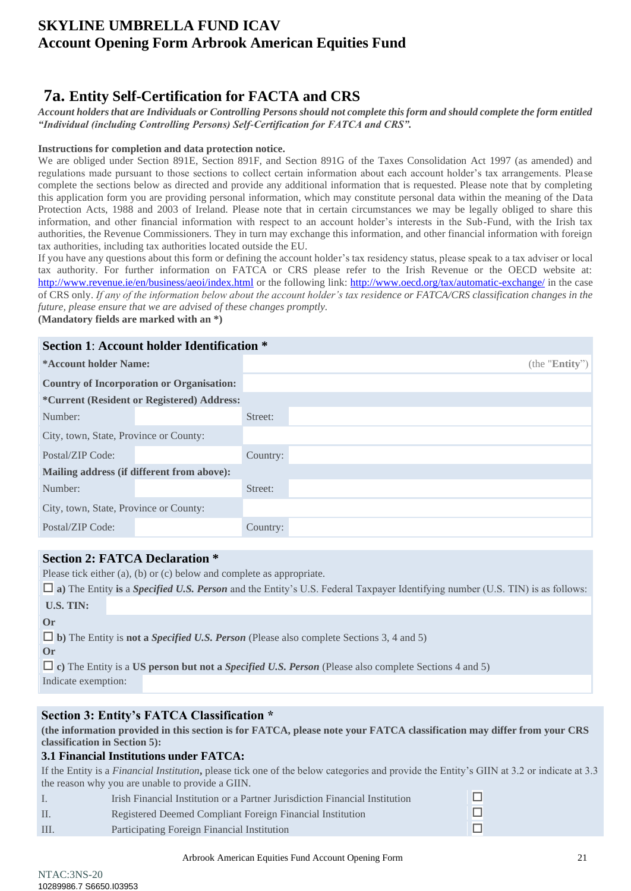# SKYLINE UMBRELLA FUND ICAV
# Account Opening Form Arbrook American Equities Fund

## 7a. Entity Self-Certification for FACTA and CRS

***Account holders that are Individuals or Controlling Persons should not complete this form and should complete the form entitled "Individual (including Controlling Persons) Self-Certification for FATCA and CRS".***

**Instructions for completion and data protection notice.**

We are obliged under Section 891E, Section 891F, and Section 891G of the Taxes Consolidation Act 1997 (as amended) and regulations made pursuant to those sections to collect certain information about each account holder's tax arrangements. Please complete the sections below as directed and provide any additional information that is requested. Please note that by completing this application form you are providing personal information, which may constitute personal data within the meaning of the Data Protection Acts, 1988 and 2003 of Ireland. Please note that in certain circumstances we may be legally obliged to share this information, and other financial information with respect to an account holder's interests in the Sub-Fund, with the Irish tax authorities, the Revenue Commissioners. They in turn may exchange this information, and other financial information with foreign tax authorities, including tax authorities located outside the EU.

If you have any questions about this form or defining the account holder's tax residency status, please speak to a tax adviser or local tax authority. For further information on FATCA or CRS please refer to the Irish Revenue or the OECD website at: http://www.revenue.ie/en/business/aeoi/index.html or the following link: http://www.oecd.org/tax/automatic-exchange/ in the case of CRS only. *If any of the information below about the account holder's tax residence or FATCA/CRS classification changes in the future, please ensure that we are advised of these changes promptly.*

**(Mandatory fields are marked with an *)**

### Section 1: Account holder Identification *

| | | | |
|---|---|---|---|
| ***Account holder Name:** | | | (the "**Entity**") |
| **Country of Incorporation or Organisation:** | | | |
| ***Current (Resident or Registered) Address:** | | | |
| Number: | | Street: | |
| City, town, State, Province or County: | | | |
| Postal/ZIP Code: | | Country: | |
| **Mailing address (if different from above):** | | | |
| Number: | | Street: | |
| City, town, State, Province or County: | | | |
| Postal/ZIP Code: | | Country: | |

### Section 2: FATCA Declaration *

Please tick either (a), (b) or (c) below and complete as appropriate.

☐ **a)** The Entity **is** a ***Specified U.S. Person*** and the Entity's U.S. Federal Taxpayer Identifying number (U.S. TIN) is as follows:

**U.S. TIN:**

**Or**

☐ **b)** The Entity is **not a *Specified U.S. Person*** (Please also complete Sections 3, 4 and 5)

**Or**

☐ **c)** The Entity is a **US person but not a *Specified U.S. Person*** (Please also complete Sections 4 and 5)

Indicate exemption:

### Section 3: Entity's FATCA Classification *

**(the information provided in this section is for FATCA, please note your FATCA classification may differ from your CRS classification in Section 5):**

#### 3.1 Financial Institutions under FATCA:

If the Entity is a *Financial Institution*, please tick one of the below categories and provide the Entity's GIIN at 3.2 or indicate at 3.3 the reason why you are unable to provide a GIIN.

| | | |
|---|---|---|
| I. | Irish Financial Institution or a Partner Jurisdiction Financial Institution | ☐ |
| II. | Registered Deemed Compliant Foreign Financial Institution | ☐ |
| III. | Participating Foreign Financial Institution | ☐ |

NTAC:3NS-20
10289986.7 S6650.I03953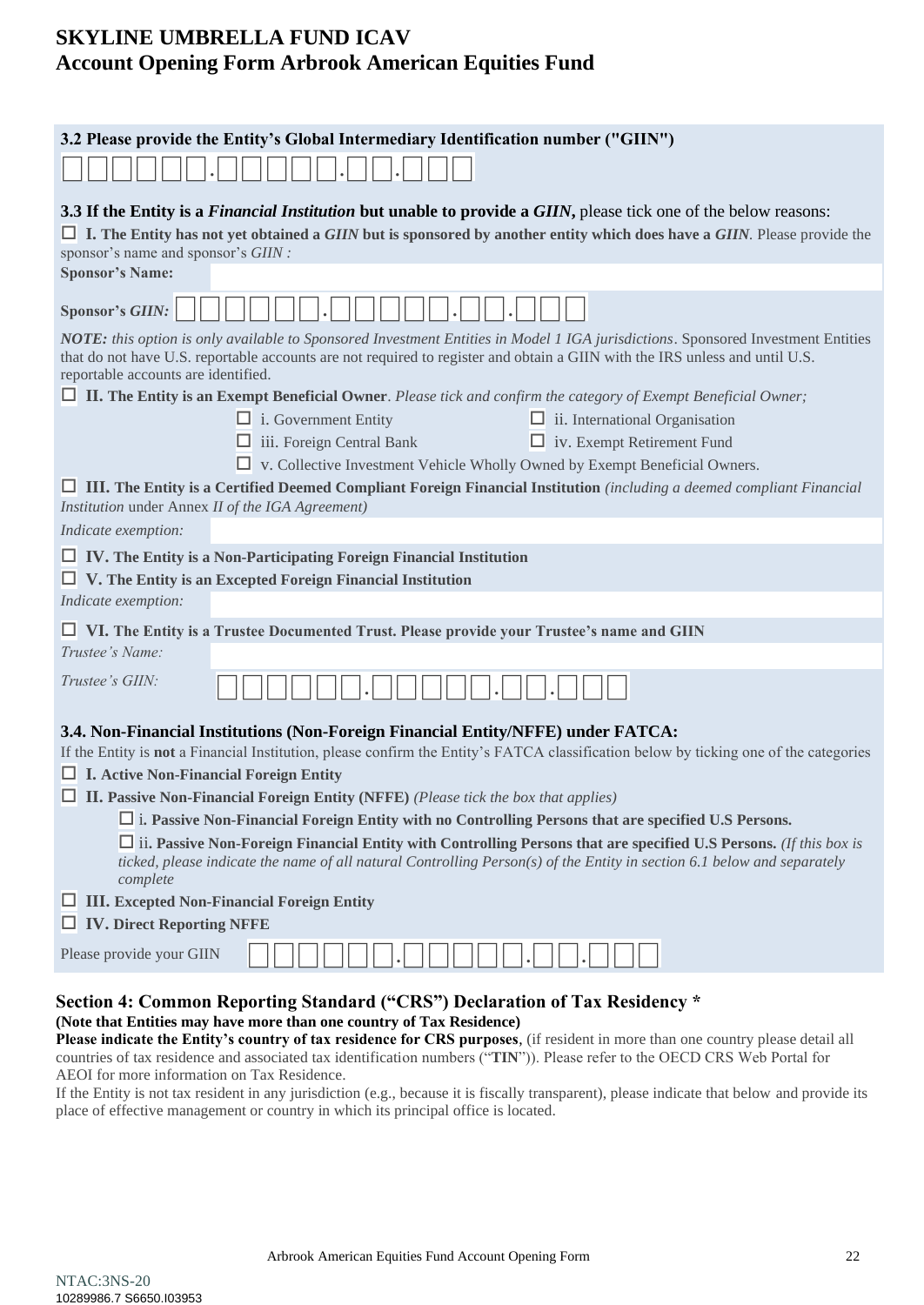# SKYLINE UMBRELLA FUND ICAV
# Account Opening Form Arbrook American Equities Fund

**3.2 Please provide the Entity's Global Intermediary Identification number ("GIIN")**

☐☐☐☐☐☐.☐☐☐☐☐.☐☐.☐☐☐

**3.3 If the Entity is a *Financial Institution* but unable to provide a *GIIN*,** please tick one of the below reasons:

☐ **I. The Entity has not yet obtained a *GIIN* but is sponsored by another entity which does have a *GIIN*.** Please provide the sponsor's name and sponsor's *GIIN* :

**Sponsor's Name:**

**Sponsor's *GIIN:*** ☐☐☐☐☐☐.☐☐☐☐☐.☐☐.☐☐☐

***NOTE:*** *this option is only available to Sponsored Investment Entities in Model 1 IGA jurisdictions*. Sponsored Investment Entities that do not have U.S. reportable accounts are not required to register and obtain a GIIN with the IRS unless and until U.S. reportable accounts are identified.

☐ **II. The Entity is an Exempt Beneficial Owner**. *Please tick and confirm the category of Exempt Beneficial Owner;*

- ☐ i. Government Entity
- ☐ ii. International Organisation
- ☐ iii. Foreign Central Bank
- ☐ iv. Exempt Retirement Fund
- ☐ v. Collective Investment Vehicle Wholly Owned by Exempt Beneficial Owners.

☐ **III. The Entity is a Certified Deemed Compliant Foreign Financial Institution** *(including a deemed compliant Financial Institution* under Annex *II of the IGA Agreement)*

*Indicate exemption:*

☐ **IV. The Entity is a Non-Participating Foreign Financial Institution**

☐ **V. The Entity is an Excepted Foreign Financial Institution**

*Indicate exemption:*

☐ **VI. The Entity is a Trustee Documented Trust. Please provide your Trustee's name and GIIN**

*Trustee's Name:*

*Trustee's GIIN:* ☐☐☐☐☐☐.☐☐☐☐☐.☐☐.☐☐☐

**3.4. Non-Financial Institutions (Non-Foreign Financial Entity/NFFE) under FATCA:**

If the Entity is **not** a Financial Institution, please confirm the Entity's FATCA classification below by ticking one of the categories

☐ **I. Active Non-Financial Foreign Entity**

☐ **II. Passive Non-Financial Foreign Entity (NFFE)** *(Please tick the box that applies)*

☐ i**. Passive Non-Financial Foreign Entity with no Controlling Persons that are specified U.S Persons.**

☐ ii**. Passive Non-Foreign Financial Entity with Controlling Persons that are specified U.S Persons.** *(If this box is ticked, please indicate the name of all natural Controlling Person(s) of the Entity in section 6.1 below and separately complete*

☐ **III. Excepted Non-Financial Foreign Entity**

☐ **IV. Direct Reporting NFFE**

Please provide your GIIN ☐☐☐☐☐☐.☐☐☐☐☐.☐☐.☐☐☐

## Section 4: Common Reporting Standard ("CRS") Declaration of Tax Residency *

**(Note that Entities may have more than one country of Tax Residence)**

**Please indicate the Entity's country of tax residence for CRS purposes**, (if resident in more than one country please detail all countries of tax residence and associated tax identification numbers ("**TIN**")). Please refer to the OECD CRS Web Portal for AEOI for more information on Tax Residence.

If the Entity is not tax resident in any jurisdiction (e.g., because it is fiscally transparent), please indicate that below and provide its place of effective management or country in which its principal office is located.

NTAC:3NS-20
10289986.7 S6650.I03953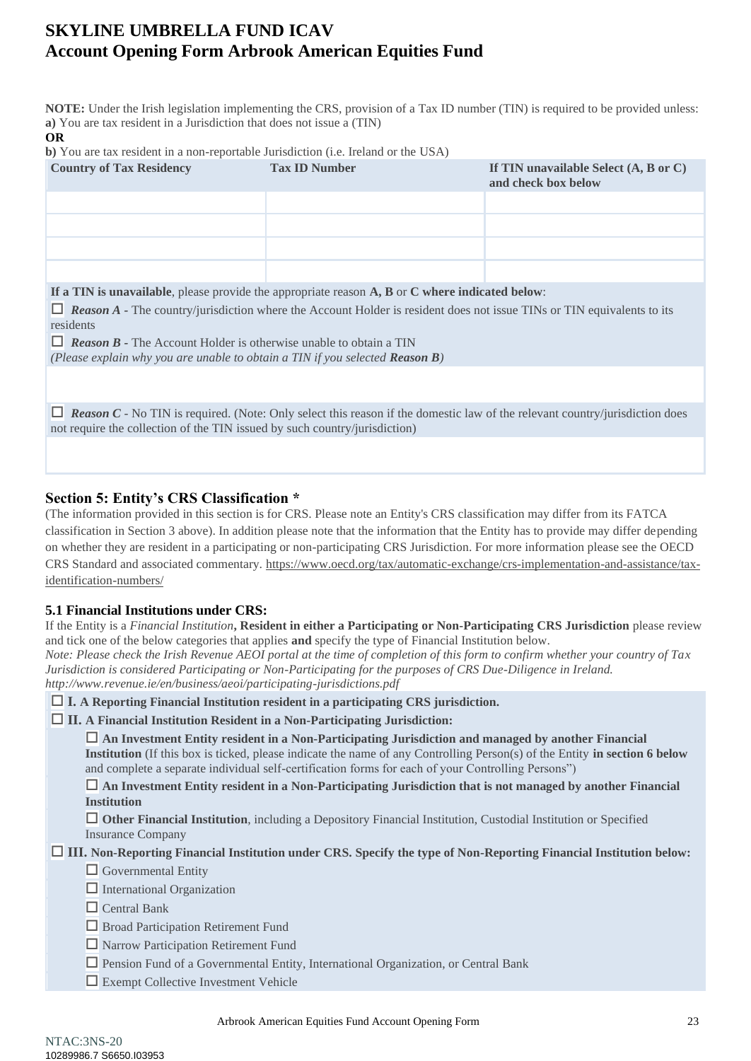# SKYLINE UMBRELLA FUND ICAV
# Account Opening Form Arbrook American Equities Fund

**NOTE:** Under the Irish legislation implementing the CRS, provision of a Tax ID number (TIN) is required to be provided unless:
**a)** You are tax resident in a Jurisdiction that does not issue a (TIN)
**OR**
**b)** You are tax resident in a non-reportable Jurisdiction (i.e. Ireland or the USA)

| Country of Tax Residency | Tax ID Number | If TIN unavailable Select (A, B or C) and check box below |
|---|---|---|
| | | |
| | | |
| | | |
| | | |

**If a TIN is unavailable**, please provide the appropriate reason **A, B** or **C where indicated below**:

☐ ***Reason A*** - The country/jurisdiction where the Account Holder is resident does not issue TINs or TIN equivalents to its residents

☐ ***Reason B*** - The Account Holder is otherwise unable to obtain a TIN
*(Please explain why you are unable to obtain a TIN if you selected **Reason B**)*

☐ ***Reason C*** - No TIN is required. (Note: Only select this reason if the domestic law of the relevant country/jurisdiction does not require the collection of the TIN issued by such country/jurisdiction)

## Section 5: Entity's CRS Classification *

(The information provided in this section is for CRS. Please note an Entity's CRS classification may differ from its FATCA classification in Section 3 above). In addition please note that the information that the Entity has to provide may differ depending on whether they are resident in a participating or non-participating CRS Jurisdiction. For more information please see the OECD CRS Standard and associated commentary. https://www.oecd.org/tax/automatic-exchange/crs-implementation-and-assistance/tax-identification-numbers/

### 5.1 Financial Institutions under CRS:

If the Entity is a *Financial Institution*, **Resident in either a Participating or Non-Participating CRS Jurisdiction** please review and tick one of the below categories that applies **and** specify the type of Financial Institution below.
*Note: Please check the Irish Revenue AEOI portal at the time of completion of this form to confirm whether your country of Tax Jurisdiction is considered Participating or Non-Participating for the purposes of CRS Due-Diligence in Ireland. http://www.revenue.ie/en/business/aeoi/participating-jurisdictions.pdf*

☐ **I. A Reporting Financial Institution resident in a participating CRS jurisdiction.**

☐ **II. A Financial Institution Resident in a Non-Participating Jurisdiction:**

- ☐ **An Investment Entity resident in a Non-Participating Jurisdiction and managed by another Financial Institution** (If this box is ticked, please indicate the name of any Controlling Person(s) of the Entity **in section 6 below** and complete a separate individual self-certification forms for each of your Controlling Persons")
- ☐ **An Investment Entity resident in a Non-Participating Jurisdiction that is not managed by another Financial Institution**
- ☐ **Other Financial Institution**, including a Depository Financial Institution, Custodial Institution or Specified Insurance Company

☐ **III. Non-Reporting Financial Institution under CRS. Specify the type of Non-Reporting Financial Institution below:**

- ☐ Governmental Entity
- ☐ International Organization
- ☐ Central Bank
- ☐ Broad Participation Retirement Fund
- ☐ Narrow Participation Retirement Fund
- ☐ Pension Fund of a Governmental Entity, International Organization, or Central Bank
- ☐ Exempt Collective Investment Vehicle

NTAC:3NS-20
10289986.7 S6650.I03953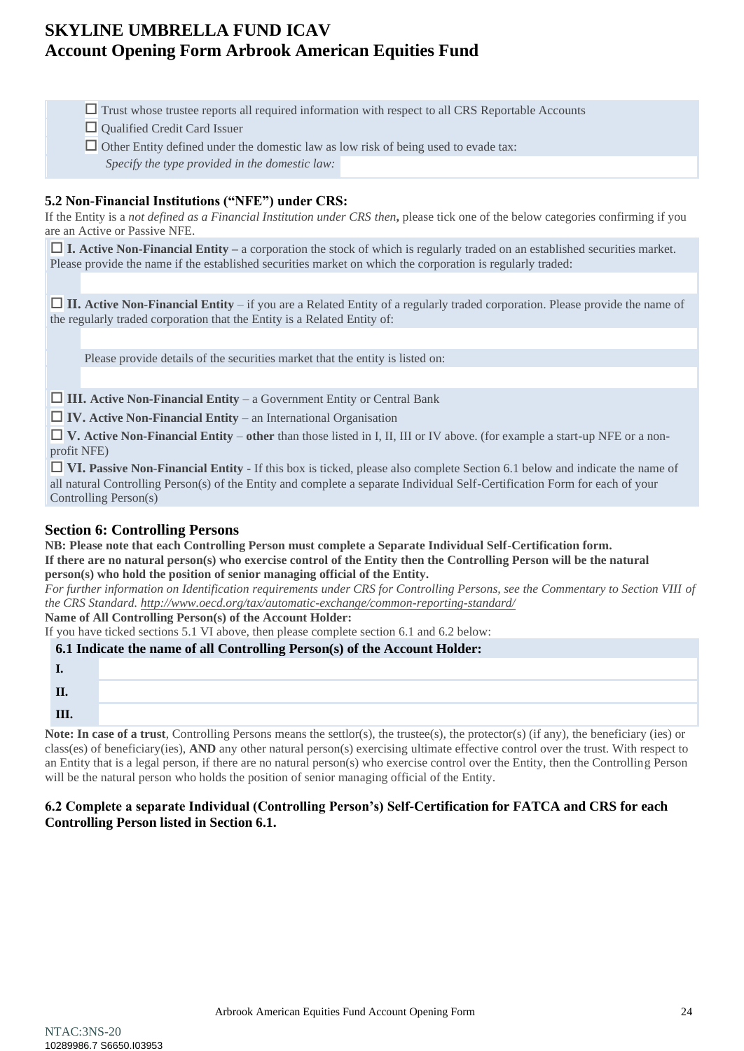- ☐ Trust whose trustee reports all required information with respect to all CRS Reportable Accounts
- ☐ Qualified Credit Card Issuer
- ☐ Other Entity defined under the domestic law as low risk of being used to evade tax:

  *Specify the type provided in the domestic law:*

### 5.2 Non-Financial Institutions ("NFE") under CRS:

If the Entity is a *not defined as a Financial Institution under CRS then*, please tick one of the below categories confirming if you are an Active or Passive NFE.

☐ **I. Active Non-Financial Entity –** a corporation the stock of which is regularly traded on an established securities market. Please provide the name if the established securities market on which the corporation is regularly traded:

☐ **II. Active Non-Financial Entity** – if you are a Related Entity of a regularly traded corporation. Please provide the name of the regularly traded corporation that the Entity is a Related Entity of:

Please provide details of the securities market that the entity is listed on:

☐ **III. Active Non-Financial Entity** – a Government Entity or Central Bank

☐ **IV. Active Non-Financial Entity** – an International Organisation

☐ **V. Active Non-Financial Entity** – **other** than those listed in I, II, III or IV above. (for example a start-up NFE or a non-profit NFE)

☐ **VI. Passive Non-Financial Entity -** If this box is ticked, please also complete Section 6.1 below and indicate the name of all natural Controlling Person(s) of the Entity and complete a separate Individual Self-Certification Form for each of your Controlling Person(s)

## Section 6: Controlling Persons

**NB: Please note that each Controlling Person must complete a Separate Individual Self-Certification form.**
**If there are no natural person(s) who exercise control of the Entity then the Controlling Person will be the natural person(s) who hold the position of senior managing official of the Entity.**

*For further information on Identification requirements under CRS for Controlling Persons, see the Commentary to Section VIII of the CRS Standard. http://www.oecd.org/tax/automatic-exchange/common-reporting-standard/*

**Name of All Controlling Person(s) of the Account Holder:**

If you have ticked sections 5.1 VI above, then please complete section 6.1 and 6.2 below:

| 6.1 Indicate the name of all Controlling Person(s) of the Account Holder: | |
|---|---|
| **I.** | |
| **II.** | |
| **III.** | |

**Note: In case of a trust**, Controlling Persons means the settlor(s), the trustee(s), the protector(s) (if any), the beneficiary (ies) or class(es) of beneficiary(ies), **AND** any other natural person(s) exercising ultimate effective control over the trust. With respect to an Entity that is a legal person, if there are no natural person(s) who exercise control over the Entity, then the Controlling Person will be the natural person who holds the position of senior managing official of the Entity.

### 6.2 Complete a separate Individual (Controlling Person's) Self-Certification for FATCA and CRS for each Controlling Person listed in Section 6.1.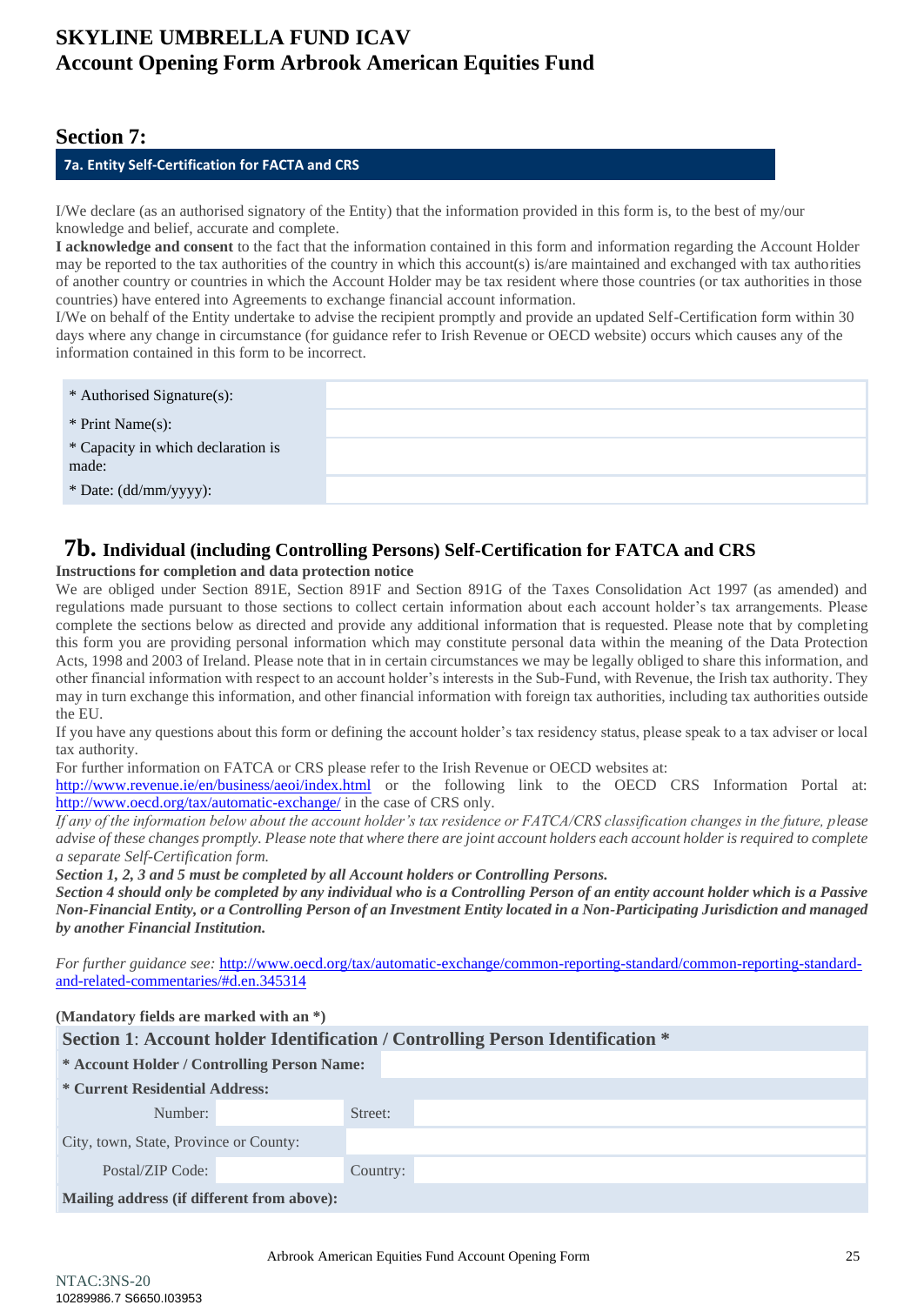# SKYLINE UMBRELLA FUND ICAV
## Account Opening Form Arbrook American Equities Fund

## Section 7:

### 7a. Entity Self-Certification for FACTA and CRS

I/We declare (as an authorised signatory of the Entity) that the information provided in this form is, to the best of my/our knowledge and belief, accurate and complete.

**I acknowledge and consent** to the fact that the information contained in this form and information regarding the Account Holder may be reported to the tax authorities of the country in which this account(s) is/are maintained and exchanged with tax authorities of another country or countries in which the Account Holder may be tax resident where those countries (or tax authorities in those countries) have entered into Agreements to exchange financial account information.

I/We on behalf of the Entity undertake to advise the recipient promptly and provide an updated Self-Certification form within 30 days where any change in circumstance (for guidance refer to Irish Revenue or OECD website) occurs which causes any of the information contained in this form to be incorrect.

| | |
|---|---|
| * Authorised Signature(s): | |
| * Print Name(s): | |
| * Capacity in which declaration is made: | |
| * Date: (dd/mm/yyyy): | |

## 7b. Individual (including Controlling Persons) Self-Certification for FATCA and CRS

**Instructions for completion and data protection notice**

We are obliged under Section 891E, Section 891F and Section 891G of the Taxes Consolidation Act 1997 (as amended) and regulations made pursuant to those sections to collect certain information about each account holder's tax arrangements. Please complete the sections below as directed and provide any additional information that is requested. Please note that by completing this form you are providing personal information which may constitute personal data within the meaning of the Data Protection Acts, 1998 and 2003 of Ireland. Please note that in in certain circumstances we may be legally obliged to share this information, and other financial information with respect to an account holder's interests in the Sub-Fund, with Revenue, the Irish tax authority. They may in turn exchange this information, and other financial information with foreign tax authorities, including tax authorities outside the EU.

If you have any questions about this form or defining the account holder's tax residency status, please speak to a tax adviser or local tax authority.

For further information on FATCA or CRS please refer to the Irish Revenue or OECD websites at: http://www.revenue.ie/en/business/aeoi/index.html or the following link to the OECD CRS Information Portal at: http://www.oecd.org/tax/automatic-exchange/ in the case of CRS only.

*If any of the information below about the account holder's tax residence or FATCA/CRS classification changes in the future, please advise of these changes promptly. Please note that where there are joint account holders each account holder is required to complete a separate Self-Certification form.*

***Section 1, 2, 3 and 5 must be completed by all Account holders or Controlling Persons.***

***Section 4 should only be completed by any individual who is a Controlling Person of an entity account holder which is a Passive Non-Financial Entity, or a Controlling Person of an Investment Entity located in a Non-Participating Jurisdiction and managed by another Financial Institution.***

*For further guidance see:* http://www.oecd.org/tax/automatic-exchange/common-reporting-standard/common-reporting-standard-and-related-commentaries/#d.en.345314

**(Mandatory fields are marked with an *)**

| **Section 1: Account holder Identification / Controlling Person Identification *** | | | |
|---|---|---|---|
| **\* Account Holder / Controlling Person Name:** | | | |
| **\* Current Residential Address:** | | | |
| Number: | | Street: | |
| City, town, State, Province or County: | | | |
| Postal/ZIP Code: | | Country: | |
| **Mailing address (if different from above):** | | | |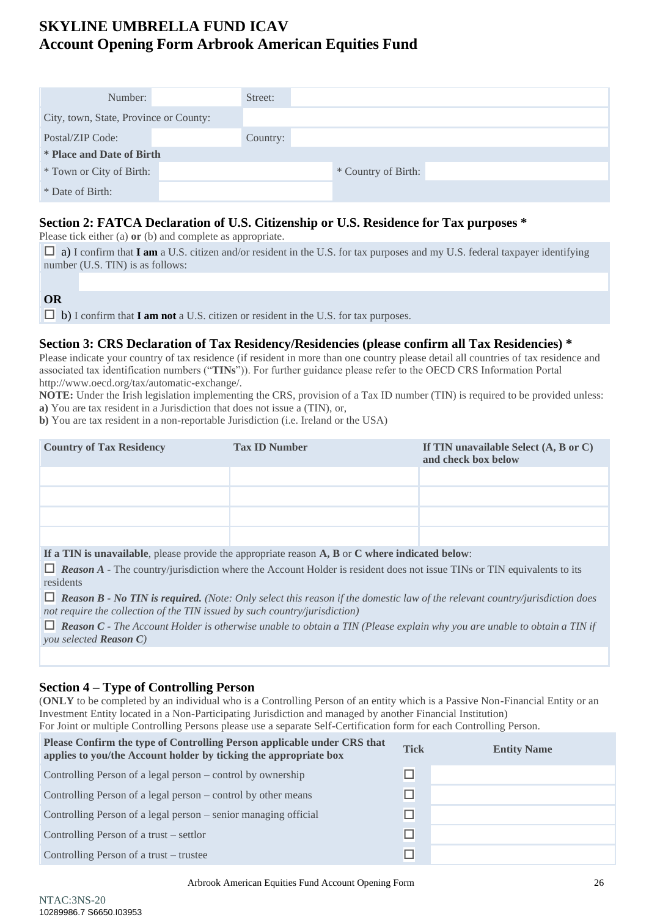# SKYLINE UMBRELLA FUND ICAV
# Account Opening Form Arbrook American Equities Fund

| Number: | | Street: | |
|---|---|---|---|
| City, town, State, Province or County: | | | |
| Postal/ZIP Code: | | Country: | |

| **\* Place and Date of Birth** | | | |
|---|---|---|---|
| \* Town or City of Birth: | | \* Country of Birth: | |
| \* Date of Birth: | | | |

## Section 2: FATCA Declaration of U.S. Citizenship or U.S. Residence for Tax purposes *

Please tick either (a) **or** (b) and complete as appropriate.

☐ a) I confirm that **I am** a U.S. citizen and/or resident in the U.S. for tax purposes and my U.S. federal taxpayer identifying number (U.S. TIN) is as follows:

**OR**

☐ b) I confirm that **I am not** a U.S. citizen or resident in the U.S. for tax purposes.

## Section 3: CRS Declaration of Tax Residency/Residencies (please confirm all Tax Residencies) *

Please indicate your country of tax residence (if resident in more than one country please detail all countries of tax residence and associated tax identification numbers ("**TINs**")). For further guidance please refer to the OECD CRS Information Portal http://www.oecd.org/tax/automatic-exchange/.

**NOTE:** Under the Irish legislation implementing the CRS, provision of a Tax ID number (TIN) is required to be provided unless:

**a)** You are tax resident in a Jurisdiction that does not issue a (TIN), or,

**b)** You are tax resident in a non-reportable Jurisdiction (i.e. Ireland or the USA)

| Country of Tax Residency | Tax ID Number | If TIN unavailable Select (A, B or C) and check box below |
|---|---|---|
| | | |
| | | |
| | | |
| | | |

**If a TIN is unavailable**, please provide the appropriate reason **A, B** or **C where indicated below**:

☐ ***Reason A*** - The country/jurisdiction where the Account Holder is resident does not issue TINs or TIN equivalents to its residents

☐ ***Reason B - No TIN is required.*** *(Note: Only select this reason if the domestic law of the relevant country/jurisdiction does not require the collection of the TIN issued by such country/jurisdiction)*

☐ ***Reason C*** - *The Account Holder is otherwise unable to obtain a TIN (Please explain why you are unable to obtain a TIN if you selected **Reason C**)*

## Section 4 – Type of Controlling Person

(**ONLY** to be completed by an individual who is a Controlling Person of an entity which is a Passive Non-Financial Entity or an Investment Entity located in a Non-Participating Jurisdiction and managed by another Financial Institution)

For Joint or multiple Controlling Persons please use a separate Self-Certification form for each Controlling Person.

| Please Confirm the type of Controlling Person applicable under CRS that applies to you/the Account holder by ticking the appropriate box | Tick | Entity Name |
|---|---|---|
| Controlling Person of a legal person – control by ownership | ☐ | |
| Controlling Person of a legal person – control by other means | ☐ | |
| Controlling Person of a legal person – senior managing official | ☐ | |
| Controlling Person of a trust – settlor | ☐ | |
| Controlling Person of a trust – trustee | ☐ | |

NTAC:3NS-20
10289986.7 S6650.I03953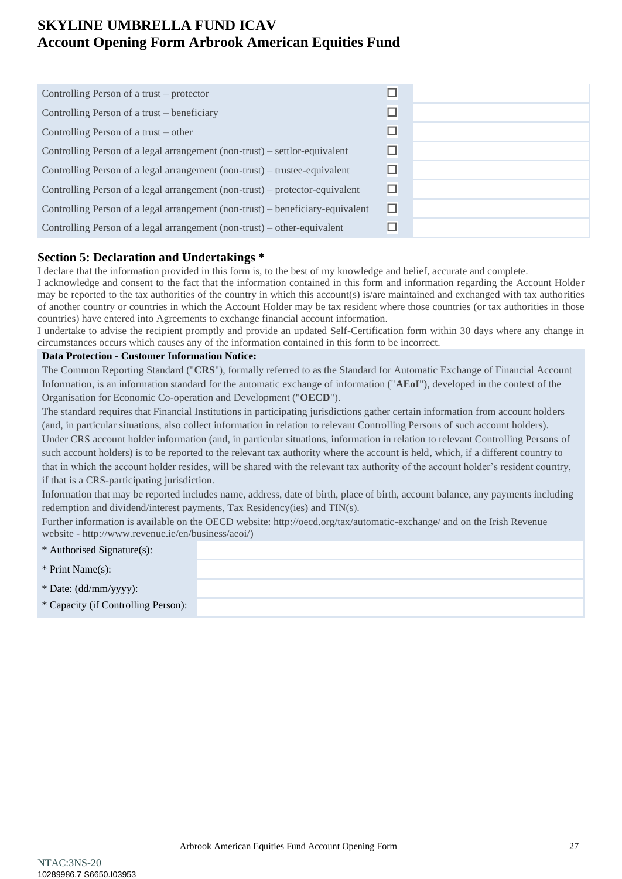# SKYLINE UMBRELLA FUND ICAV
# Account Opening Form Arbrook American Equities Fund

| | | |
|---|---|---|
| Controlling Person of a trust – protector | ☐ | |
| Controlling Person of a trust – beneficiary | ☐ | |
| Controlling Person of a trust – other | ☐ | |
| Controlling Person of a legal arrangement (non-trust) – settlor-equivalent | ☐ | |
| Controlling Person of a legal arrangement (non-trust) – trustee-equivalent | ☐ | |
| Controlling Person of a legal arrangement (non-trust) – protector-equivalent | ☐ | |
| Controlling Person of a legal arrangement (non-trust) – beneficiary-equivalent | ☐ | |
| Controlling Person of a legal arrangement (non-trust) – other-equivalent | ☐ | |

## Section 5: Declaration and Undertakings *

I declare that the information provided in this form is, to the best of my knowledge and belief, accurate and complete.

I acknowledge and consent to the fact that the information contained in this form and information regarding the Account Holder may be reported to the tax authorities of the country in which this account(s) is/are maintained and exchanged with tax authorities of another country or countries in which the Account Holder may be tax resident where those countries (or tax authorities in those countries) have entered into Agreements to exchange financial account information.

I undertake to advise the recipient promptly and provide an updated Self-Certification form within 30 days where any change in circumstances occurs which causes any of the information contained in this form to be incorrect.

**Data Protection - Customer Information Notice:**

The Common Reporting Standard ("**CRS**"), formally referred to as the Standard for Automatic Exchange of Financial Account Information, is an information standard for the automatic exchange of information ("**AEoI**"), developed in the context of the Organisation for Economic Co-operation and Development ("**OECD**").

The standard requires that Financial Institutions in participating jurisdictions gather certain information from account holders (and, in particular situations, also collect information in relation to relevant Controlling Persons of such account holders).

Under CRS account holder information (and, in particular situations, information in relation to relevant Controlling Persons of such account holders) is to be reported to the relevant tax authority where the account is held, which, if a different country to that in which the account holder resides, will be shared with the relevant tax authority of the account holder's resident country, if that is a CRS-participating jurisdiction.

Information that may be reported includes name, address, date of birth, place of birth, account balance, any payments including redemption and dividend/interest payments, Tax Residency(ies) and TIN(s).

Further information is available on the OECD website: http://oecd.org/tax/automatic-exchange/ and on the Irish Revenue website - http://www.revenue.ie/en/business/aeoi/)

| | |
|---|---|
| * Authorised Signature(s): | |
| * Print Name(s): | |
| * Date: (dd/mm/yyyy): | |
| * Capacity (if Controlling Person): | |

NTAC:3NS-20
10289986.7 S6650.I03953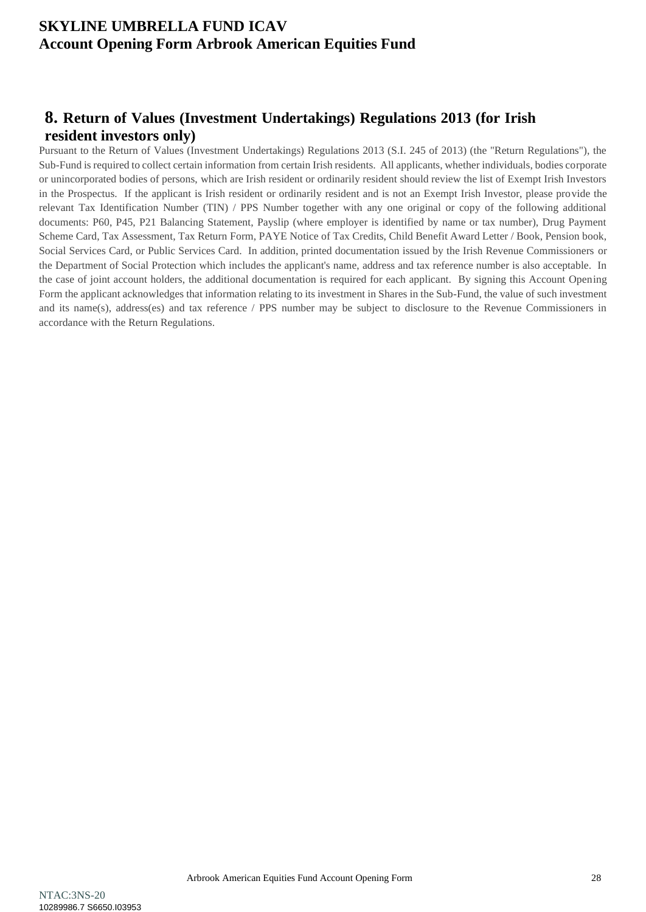## 8. Return of Values (Investment Undertakings) Regulations 2013 (for Irish resident investors only)

Pursuant to the Return of Values (Investment Undertakings) Regulations 2013 (S.I. 245 of 2013) (the "Return Regulations"), the Sub-Fund is required to collect certain information from certain Irish residents. All applicants, whether individuals, bodies corporate or unincorporated bodies of persons, which are Irish resident or ordinarily resident should review the list of Exempt Irish Investors in the Prospectus. If the applicant is Irish resident or ordinarily resident and is not an Exempt Irish Investor, please provide the relevant Tax Identification Number (TIN) / PPS Number together with any one original or copy of the following additional documents: P60, P45, P21 Balancing Statement, Payslip (where employer is identified by name or tax number), Drug Payment Scheme Card, Tax Assessment, Tax Return Form, PAYE Notice of Tax Credits, Child Benefit Award Letter / Book, Pension book, Social Services Card, or Public Services Card. In addition, printed documentation issued by the Irish Revenue Commissioners or the Department of Social Protection which includes the applicant's name, address and tax reference number is also acceptable. In the case of joint account holders, the additional documentation is required for each applicant. By signing this Account Opening Form the applicant acknowledges that information relating to its investment in Shares in the Sub-Fund, the value of such investment and its name(s), address(es) and tax reference / PPS number may be subject to disclosure to the Revenue Commissioners in accordance with the Return Regulations.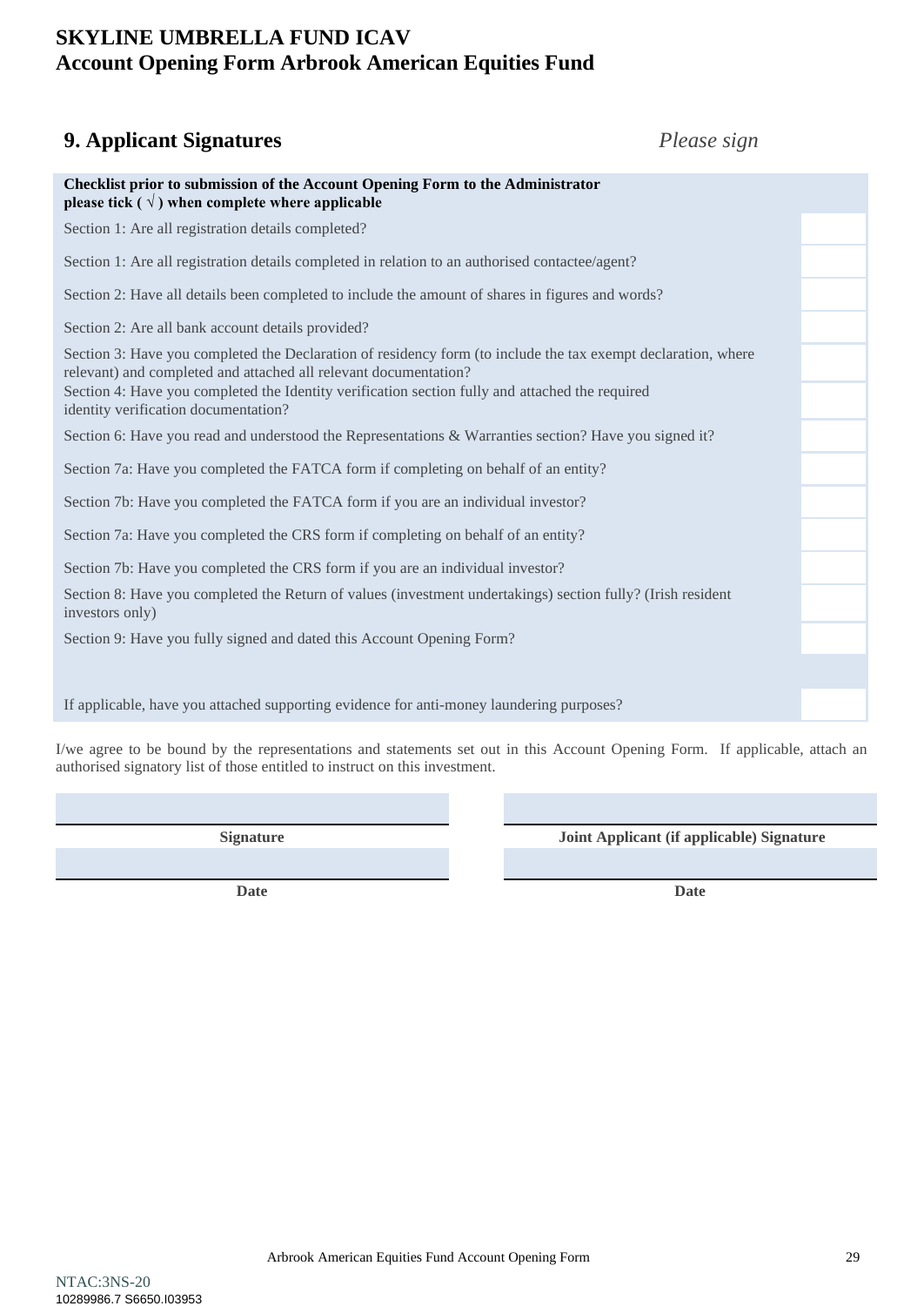**SKYLINE UMBRELLA FUND ICAV**
**Account Opening Form Arbrook American Equities Fund**

## 9. Applicant Signatures

*Please sign*

| **Checklist prior to submission of the Account Opening Form to the Administrator please tick ( √ ) when complete where applicable** | |
|---|---|
| Section 1: Are all registration details completed? | |
| Section 1: Are all registration details completed in relation to an authorised contactee/agent? | |
| Section 2: Have all details been completed to include the amount of shares in figures and words? | |
| Section 2: Are all bank account details provided? | |
| Section 3: Have you completed the Declaration of residency form (to include the tax exempt declaration, where relevant) and completed and attached all relevant documentation? | |
| Section 4: Have you completed the Identity verification section fully and attached the required identity verification documentation? | |
| Section 6: Have you read and understood the Representations & Warranties section? Have you signed it? | |
| Section 7a: Have you completed the FATCA form if completing on behalf of an entity? | |
| Section 7b: Have you completed the FATCA form if you are an individual investor? | |
| Section 7a: Have you completed the CRS form if completing on behalf of an entity? | |
| Section 7b: Have you completed the CRS form if you are an individual investor? | |
| Section 8: Have you completed the Return of values (investment undertakings) section fully? (Irish resident investors only) | |
| Section 9: Have you fully signed and dated this Account Opening Form? | |
| If applicable, have you attached supporting evidence for anti-money laundering purposes? | |

I/we agree to be bound by the representations and statements set out in this Account Opening Form. If applicable, attach an authorised signatory list of those entitled to instruct on this investment.

| | |
|---|---|
| **Signature** | **Joint Applicant (if applicable) Signature** |
| **Date** | **Date** |

NTAC:3NS-20
10289986.7 S6650.I03953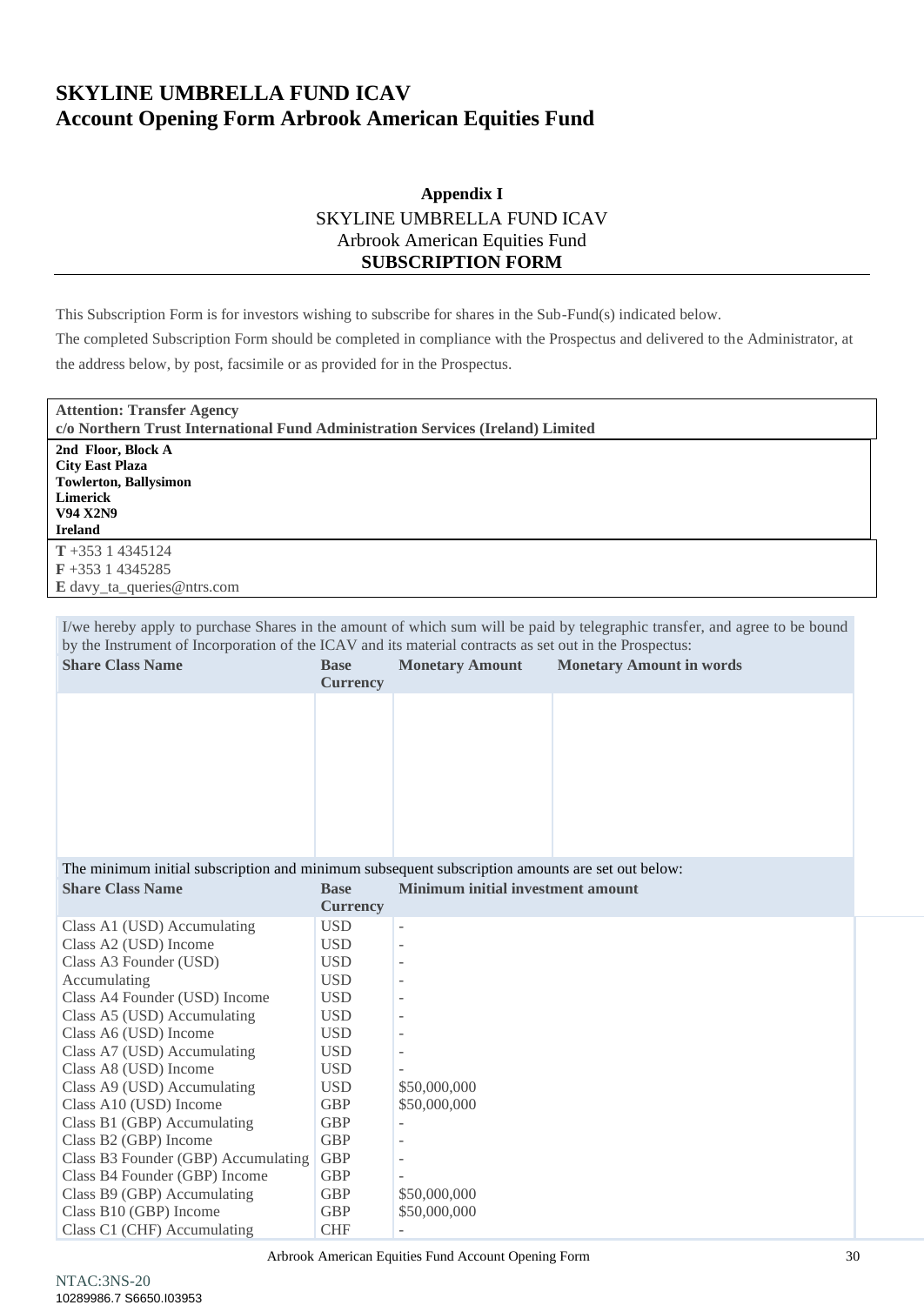# SKYLINE UMBRELLA FUND ICAV
# Account Opening Form Arbrook American Equities Fund

**Appendix I**

SKYLINE UMBRELLA FUND ICAV

Arbrook American Equities Fund

**SUBSCRIPTION FORM**

This Subscription Form is for investors wishing to subscribe for shares in the Sub-Fund(s) indicated below.

The completed Subscription Form should be completed in compliance with the Prospectus and delivered to the Administrator, at the address below, by post, facsimile or as provided for in the Prospectus.

**Attention: Transfer Agency**
**c/o Northern Trust International Fund Administration Services (Ireland) Limited**

**2nd Floor, Block A**
**City East Plaza**
**Towlerton, Ballysimon**
**Limerick**
**V94 X2N9**
**Ireland**

**T** +353 1 4345124
**F** +353 1 4345285
**E** davy_ta_queries@ntrs.com

I/we hereby apply to purchase Shares in the amount of which sum will be paid by telegraphic transfer, and agree to be bound by the Instrument of Incorporation of the ICAV and its material contracts as set out in the Prospectus:

| Share Class Name | Base Currency | Monetary Amount | Monetary Amount in words |
|---|---|---|---|
| | | | |

The minimum initial subscription and minimum subsequent subscription amounts are set out below:

| Share Class Name | Base Currency | Minimum initial investment amount |
|---|---|---|
| Class A1 (USD) Accumulating | USD | - |
| Class A2 (USD) Income | USD | - |
| Class A3 Founder (USD) | USD | - |
| Accumulating | USD | - |
| Class A4 Founder (USD) Income | USD | - |
| Class A5 (USD) Accumulating | USD | - |
| Class A6 (USD) Income | USD | - |
| Class A7 (USD) Accumulating | USD | - |
| Class A8 (USD) Income | USD | - |
| Class A9 (USD) Accumulating | USD | \$50,000,000 |
| Class A10 (USD) Income | GBP | \$50,000,000 |
| Class B1 (GBP) Accumulating | GBP | - |
| Class B2 (GBP) Income | GBP | - |
| Class B3 Founder (GBP) Accumulating | GBP | - |
| Class B4 Founder (GBP) Income | GBP | - |
| Class B9 (GBP) Accumulating | GBP | \$50,000,000 |
| Class B10 (GBP) Income | GBP | \$50,000,000 |
| Class C1 (CHF) Accumulating | CHF | - |

NTAC:3NS-20
10289986.7 S6650.I03953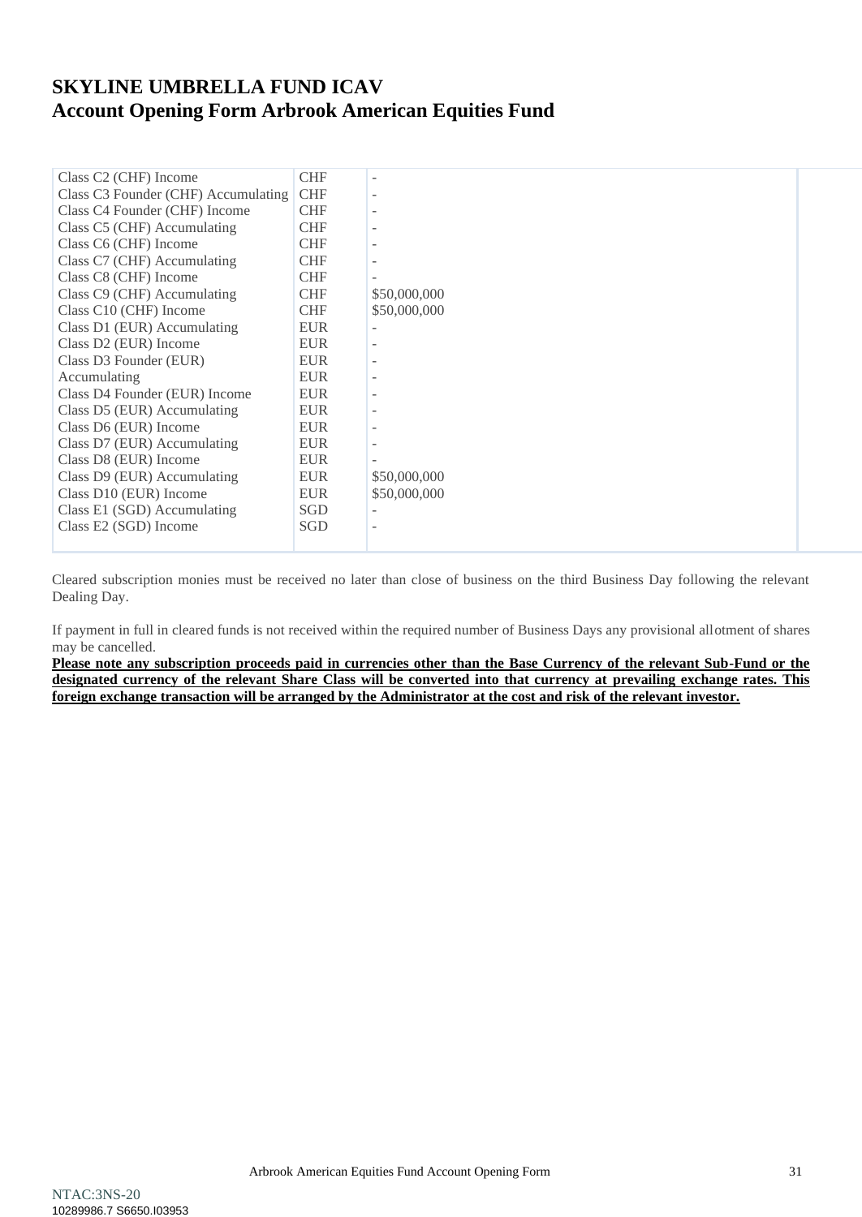# SKYLINE UMBRELLA FUND ICAV
# Account Opening Form Arbrook American Equities Fund

| | | | |
|---|---|---|---|
| Class C2 (CHF) Income | CHF | - | |
| Class C3 Founder (CHF) Accumulating | CHF | - | |
| Class C4 Founder (CHF) Income | CHF | - | |
| Class C5 (CHF) Accumulating | CHF | - | |
| Class C6 (CHF) Income | CHF | - | |
| Class C7 (CHF) Accumulating | CHF | - | |
| Class C8 (CHF) Income | CHF | - | |
| Class C9 (CHF) Accumulating | CHF | $50,000,000 | |
| Class C10 (CHF) Income | CHF | $50,000,000 | |
| Class D1 (EUR) Accumulating | EUR | - | |
| Class D2 (EUR) Income | EUR | - | |
| Class D3 Founder (EUR) | EUR | - | |
| Accumulating | EUR | - | |
| Class D4 Founder (EUR) Income | EUR | - | |
| Class D5 (EUR) Accumulating | EUR | - | |
| Class D6 (EUR) Income | EUR | - | |
| Class D7 (EUR) Accumulating | EUR | - | |
| Class D8 (EUR) Income | EUR | - | |
| Class D9 (EUR) Accumulating | EUR | $50,000,000 | |
| Class D10 (EUR) Income | EUR | $50,000,000 | |
| Class E1 (SGD) Accumulating | SGD | - | |
| Class E2 (SGD) Income | SGD | - | |

Cleared subscription monies must be received no later than close of business on the third Business Day following the relevant Dealing Day.

If payment in full in cleared funds is not received within the required number of Business Days any provisional allotment of shares may be cancelled.

**Please note any subscription proceeds paid in currencies other than the Base Currency of the relevant Sub-Fund or the designated currency of the relevant Share Class will be converted into that currency at prevailing exchange rates. This foreign exchange transaction will be arranged by the Administrator at the cost and risk of the relevant investor.**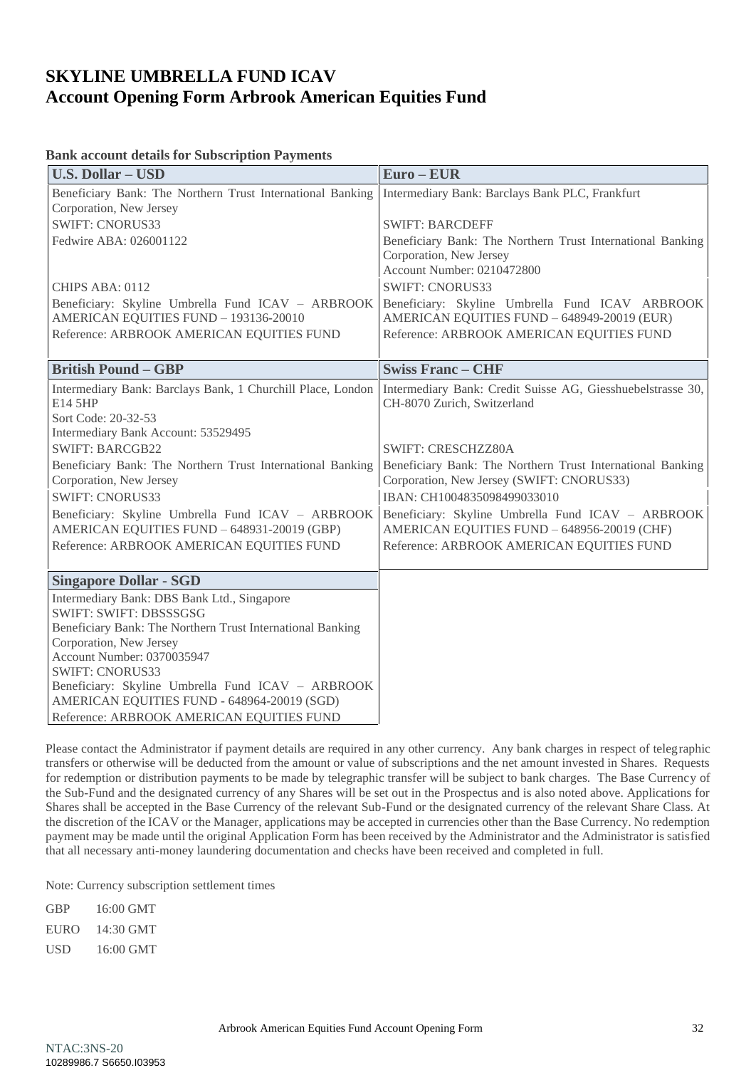# SKYLINE UMBRELLA FUND ICAV
# Account Opening Form Arbrook American Equities Fund

**Bank account details for Subscription Payments**

| U.S. Dollar – USD | Euro – EUR |
|---|---|
| Beneficiary Bank: The Northern Trust International Banking Corporation, New Jersey | Intermediary Bank: Barclays Bank PLC, Frankfurt |
| SWIFT: CNORUS33 | SWIFT: BARCDEFF |
| Fedwire ABA: 026001122 | Beneficiary Bank: The Northern Trust International Banking Corporation, New Jersey<br>Account Number: 0210472800 |
| CHIPS ABA: 0112 | SWIFT: CNORUS33 |
| Beneficiary: Skyline Umbrella Fund ICAV – ARBROOK AMERICAN EQUITIES FUND – 193136-20010 | Beneficiary: Skyline Umbrella Fund ICAV ARBROOK AMERICAN EQUITIES FUND – 648949-20019 (EUR) |
| Reference: ARBROOK AMERICAN EQUITIES FUND | Reference: ARBROOK AMERICAN EQUITIES FUND |

| British Pound – GBP | Swiss Franc – CHF |
|---|---|
| Intermediary Bank: Barclays Bank, 1 Churchill Place, London E14 5HP<br>Sort Code: 20-32-53<br>Intermediary Bank Account: 53529495 | Intermediary Bank: Credit Suisse AG, Giesshuebelstrasse 30, CH-8070 Zurich, Switzerland |
| SWIFT: BARCGB22 | SWIFT: CRESCHZZ80A |
| Beneficiary Bank: The Northern Trust International Banking Corporation, New Jersey | Beneficiary Bank: The Northern Trust International Banking Corporation, New Jersey (SWIFT: CNORUS33) |
| SWIFT: CNORUS33 | IBAN: CH1004835098499033010 |
| Beneficiary: Skyline Umbrella Fund ICAV – ARBROOK AMERICAN EQUITIES FUND – 648931-20019 (GBP) | Beneficiary: Skyline Umbrella Fund ICAV – ARBROOK AMERICAN EQUITIES FUND – 648956-20019 (CHF) |
| Reference: ARBROOK AMERICAN EQUITIES FUND | Reference: ARBROOK AMERICAN EQUITIES FUND |

| Singapore Dollar - SGD |
|---|
| Intermediary Bank: DBS Bank Ltd., Singapore<br>SWIFT: SWIFT: DBSSSGSG<br>Beneficiary Bank: The Northern Trust International Banking Corporation, New Jersey<br>Account Number: 0370035947<br>SWIFT: CNORUS33<br>Beneficiary: Skyline Umbrella Fund ICAV – ARBROOK AMERICAN EQUITIES FUND - 648964-20019 (SGD) |
| Reference: ARBROOK AMERICAN EQUITIES FUND |

Please contact the Administrator if payment details are required in any other currency. Any bank charges in respect of telegraphic transfers or otherwise will be deducted from the amount or value of subscriptions and the net amount invested in Shares. Requests for redemption or distribution payments to be made by telegraphic transfer will be subject to bank charges. The Base Currency of the Sub-Fund and the designated currency of any Shares will be set out in the Prospectus and is also noted above. Applications for Shares shall be accepted in the Base Currency of the relevant Sub-Fund or the designated currency of the relevant Share Class. At the discretion of the ICAV or the Manager, applications may be accepted in currencies other than the Base Currency. No redemption payment may be made until the original Application Form has been received by the Administrator and the Administrator is satisfied that all necessary anti-money laundering documentation and checks have been received and completed in full.

Note: Currency subscription settlement times

GBP 16:00 GMT

EURO 14:30 GMT

USD 16:00 GMT

NTAC:3NS-20
10289986.7 S6650.I03953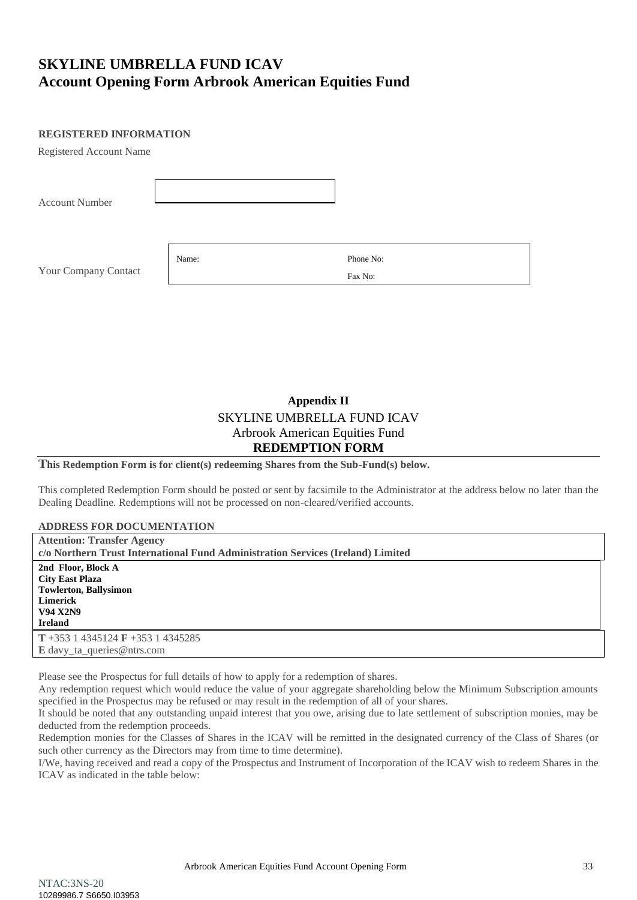# SKYLINE UMBRELLA FUND ICAV
# Account Opening Form Arbrook American Equities Fund

**REGISTERED INFORMATION**

Registered Account Name

Account Number

Your Company Contact

| Name: | Phone No: |
|---|---|
| | Fax No: |

**Appendix II**

SKYLINE UMBRELLA FUND ICAV

Arbrook American Equities Fund

**REDEMPTION FORM**

**This Redemption Form is for client(s) redeeming Shares from the Sub-Fund(s) below.**

This completed Redemption Form should be posted or sent by facsimile to the Administrator at the address below no later than the Dealing Deadline. Redemptions will not be processed on non-cleared/verified accounts.

**ADDRESS FOR DOCUMENTATION**

**Attention: Transfer Agency**
**c/o Northern Trust International Fund Administration Services (Ireland) Limited**

**2nd Floor, Block A**
**City East Plaza**
**Towlerton, Ballysimon**
**Limerick**
**V94 X2N9**
**Ireland**

**T** +353 1 4345124 **F** +353 1 4345285
**E** davy_ta_queries@ntrs.com

Please see the Prospectus for full details of how to apply for a redemption of shares.

Any redemption request which would reduce the value of your aggregate shareholding below the Minimum Subscription amounts specified in the Prospectus may be refused or may result in the redemption of all of your shares.

It should be noted that any outstanding unpaid interest that you owe, arising due to late settlement of subscription monies, may be deducted from the redemption proceeds.

Redemption monies for the Classes of Shares in the ICAV will be remitted in the designated currency of the Class of Shares (or such other currency as the Directors may from time to time determine).

I/We, having received and read a copy of the Prospectus and Instrument of Incorporation of the ICAV wish to redeem Shares in the ICAV as indicated in the table below:

NTAC:3NS-20
10289986.7 S6650.I03953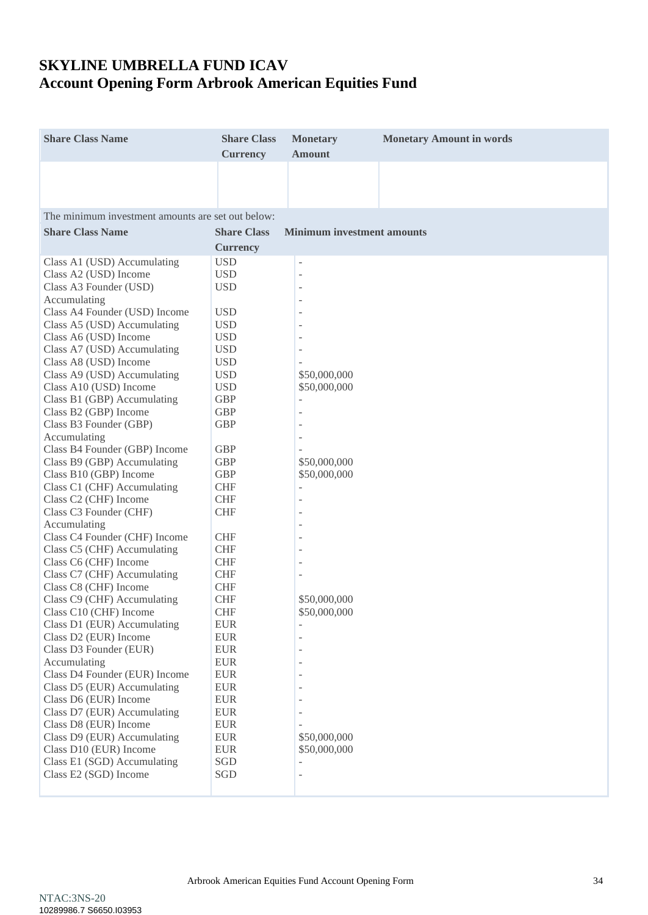# SKYLINE UMBRELLA FUND ICAV
# Account Opening Form Arbrook American Equities Fund

| Share Class Name | Share Class Currency | Monetary Amount | Monetary Amount in words |
|---|---|---|---|
| | | | |

The minimum investment amounts are set out below:

| Share Class Name | Share Class Currency | Minimum investment amounts |
|---|---|---|
| Class A1 (USD) Accumulating | USD | - |
| Class A2 (USD) Income | USD | - |
| Class A3 Founder (USD) Accumulating | USD | - |
| Class A4 Founder (USD) Income | USD | - |
| Class A5 (USD) Accumulating | USD | - |
| Class A6 (USD) Income | USD | - |
| Class A7 (USD) Accumulating | USD | - |
| Class A8 (USD) Income | USD | - |
| Class A9 (USD) Accumulating | USD | $50,000,000 |
| Class A10 (USD) Income | USD | $50,000,000 |
| Class B1 (GBP) Accumulating | GBP | - |
| Class B2 (GBP) Income | GBP | - |
| Class B3 Founder (GBP) Accumulating | GBP | - |
| Class B4 Founder (GBP) Income | GBP | - |
| Class B9 (GBP) Accumulating | GBP | $50,000,000 |
| Class B10 (GBP) Income | GBP | $50,000,000 |
| Class C1 (CHF) Accumulating | CHF | - |
| Class C2 (CHF) Income | CHF | - |
| Class C3 Founder (CHF) Accumulating | CHF | - |
| Class C4 Founder (CHF) Income | CHF | - |
| Class C5 (CHF) Accumulating | CHF | - |
| Class C6 (CHF) Income | CHF | - |
| Class C7 (CHF) Accumulating | CHF | - |
| Class C8 (CHF) Income | CHF | |
| Class C9 (CHF) Accumulating | CHF | $50,000,000 |
| Class C10 (CHF) Income | CHF | $50,000,000 |
| Class D1 (EUR) Accumulating | EUR | - |
| Class D2 (EUR) Income | EUR | - |
| Class D3 Founder (EUR) Accumulating | EUR | - |
| Class D4 Founder (EUR) Income | EUR | - |
| Class D5 (EUR) Accumulating | EUR | - |
| Class D6 (EUR) Income | EUR | - |
| Class D7 (EUR) Accumulating | EUR | - |
| Class D8 (EUR) Income | EUR | - |
| Class D9 (EUR) Accumulating | EUR | $50,000,000 |
| Class D10 (EUR) Income | EUR | $50,000,000 |
| Class E1 (SGD) Accumulating | SGD | - |
| Class E2 (SGD) Income | SGD | - |

NTAC:3NS-20
10289986.7 S6650.I03953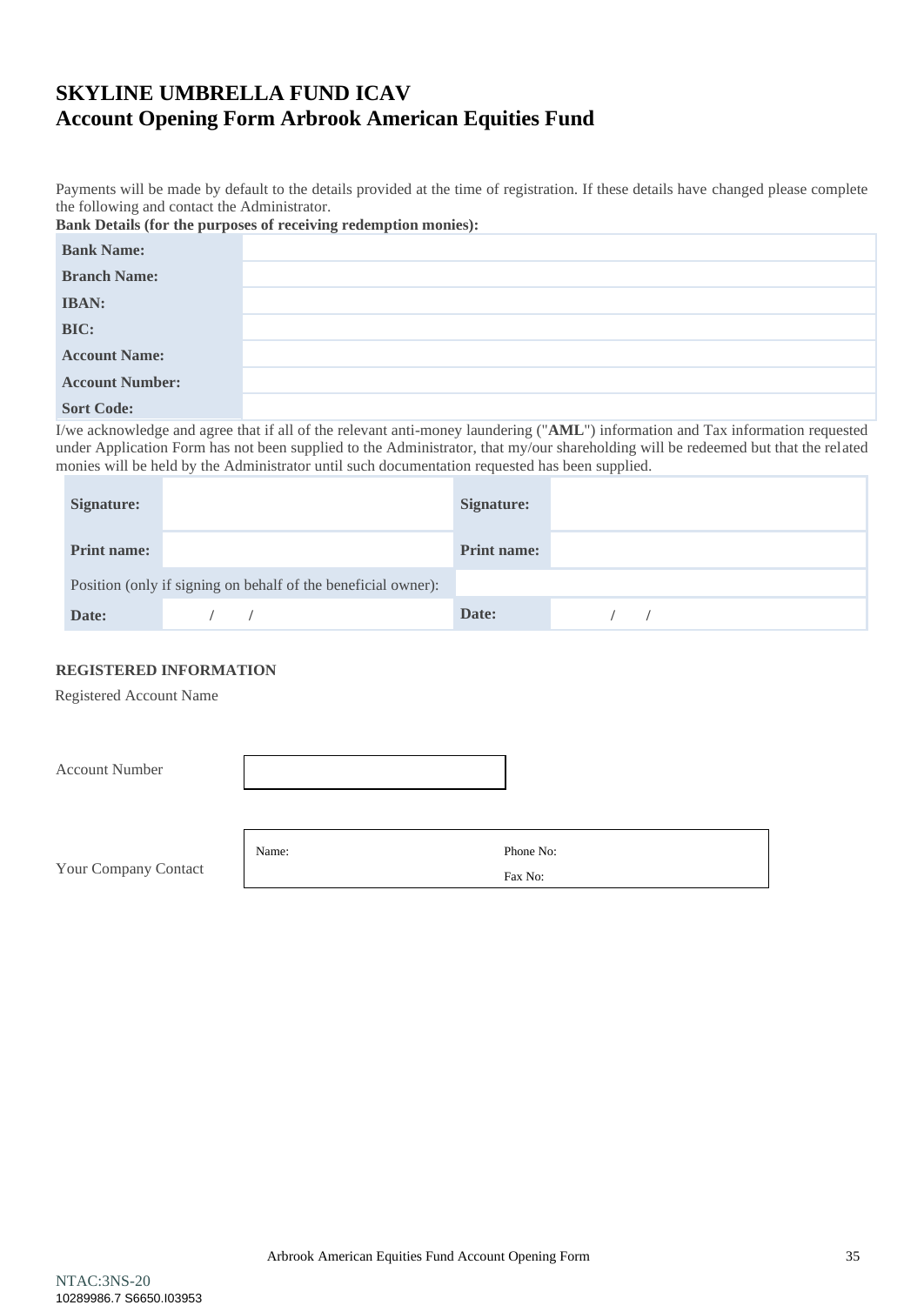# SKYLINE UMBRELLA FUND ICAV
# Account Opening Form Arbrook American Equities Fund

Payments will be made by default to the details provided at the time of registration. If these details have changed please complete the following and contact the Administrator.

**Bank Details (for the purposes of receiving redemption monies):**

| | |
|---|---|
| **Bank Name:** | |
| **Branch Name:** | |
| **IBAN:** | |
| **BIC:** | |
| **Account Name:** | |
| **Account Number:** | |
| **Sort Code:** | |

I/we acknowledge and agree that if all of the relevant anti-money laundering ("**AML**") information and Tax information requested under Application Form has not been supplied to the Administrator, that my/our shareholding will be redeemed but that the related monies will be held by the Administrator until such documentation requested has been supplied.

| | | | |
|---|---|---|---|
| **Signature:** | | **Signature:** | |
| **Print name:** | | **Print name:** | |
| Position (only if signing on behalf of the beneficial owner): | | | |
| **Date:** | / / | **Date:** | / / |

**REGISTERED INFORMATION**

Registered Account Name

Account Number

Your Company Contact

| | |
|---|---|
| Name: | Phone No: |
| | Fax No: |

NTAC:3NS-20
10289986.7 S6650.I03953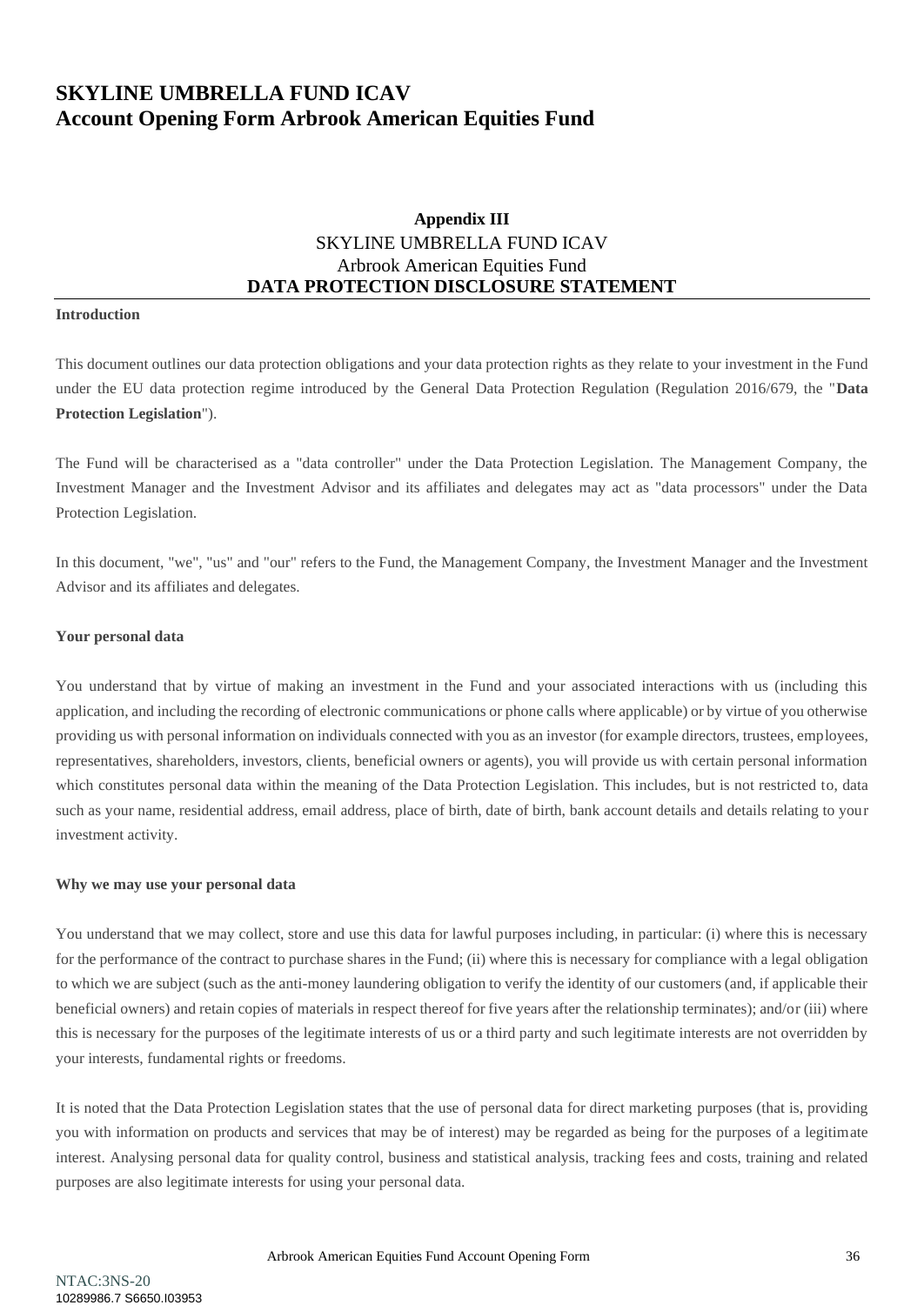# SKYLINE UMBRELLA FUND ICAV
# Account Opening Form Arbrook American Equities Fund

**Appendix III**
SKYLINE UMBRELLA FUND ICAV
Arbrook American Equities Fund
**DATA PROTECTION DISCLOSURE STATEMENT**

**Introduction**

This document outlines our data protection obligations and your data protection rights as they relate to your investment in the Fund under the EU data protection regime introduced by the General Data Protection Regulation (Regulation 2016/679, the "**Data Protection Legislation**").

The Fund will be characterised as a "data controller" under the Data Protection Legislation. The Management Company, the Investment Manager and the Investment Advisor and its affiliates and delegates may act as "data processors" under the Data Protection Legislation.

In this document, "we", "us" and "our" refers to the Fund, the Management Company, the Investment Manager and the Investment Advisor and its affiliates and delegates.

**Your personal data**

You understand that by virtue of making an investment in the Fund and your associated interactions with us (including this application, and including the recording of electronic communications or phone calls where applicable) or by virtue of you otherwise providing us with personal information on individuals connected with you as an investor (for example directors, trustees, employees, representatives, shareholders, investors, clients, beneficial owners or agents), you will provide us with certain personal information which constitutes personal data within the meaning of the Data Protection Legislation. This includes, but is not restricted to, data such as your name, residential address, email address, place of birth, date of birth, bank account details and details relating to your investment activity.

**Why we may use your personal data**

You understand that we may collect, store and use this data for lawful purposes including, in particular: (i) where this is necessary for the performance of the contract to purchase shares in the Fund; (ii) where this is necessary for compliance with a legal obligation to which we are subject (such as the anti-money laundering obligation to verify the identity of our customers (and, if applicable their beneficial owners) and retain copies of materials in respect thereof for five years after the relationship terminates); and/or (iii) where this is necessary for the purposes of the legitimate interests of us or a third party and such legitimate interests are not overridden by your interests, fundamental rights or freedoms.

It is noted that the Data Protection Legislation states that the use of personal data for direct marketing purposes (that is, providing you with information on products and services that may be of interest) may be regarded as being for the purposes of a legitimate interest. Analysing personal data for quality control, business and statistical analysis, tracking fees and costs, training and related purposes are also legitimate interests for using your personal data.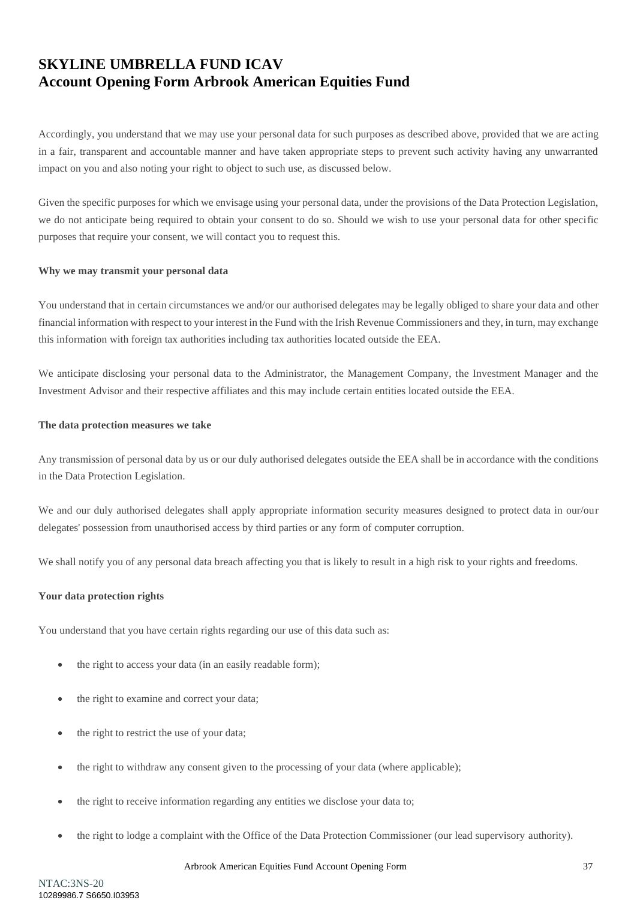Accordingly, you understand that we may use your personal data for such purposes as described above, provided that we are acting in a fair, transparent and accountable manner and have taken appropriate steps to prevent such activity having any unwarranted impact on you and also noting your right to object to such use, as discussed below.

Given the specific purposes for which we envisage using your personal data, under the provisions of the Data Protection Legislation, we do not anticipate being required to obtain your consent to do so. Should we wish to use your personal data for other specific purposes that require your consent, we will contact you to request this.

**Why we may transmit your personal data**

You understand that in certain circumstances we and/or our authorised delegates may be legally obliged to share your data and other financial information with respect to your interest in the Fund with the Irish Revenue Commissioners and they, in turn, may exchange this information with foreign tax authorities including tax authorities located outside the EEA.

We anticipate disclosing your personal data to the Administrator, the Management Company, the Investment Manager and the Investment Advisor and their respective affiliates and this may include certain entities located outside the EEA.

**The data protection measures we take**

Any transmission of personal data by us or our duly authorised delegates outside the EEA shall be in accordance with the conditions in the Data Protection Legislation.

We and our duly authorised delegates shall apply appropriate information security measures designed to protect data in our/our delegates' possession from unauthorised access by third parties or any form of computer corruption.

We shall notify you of any personal data breach affecting you that is likely to result in a high risk to your rights and freedoms.

**Your data protection rights**

You understand that you have certain rights regarding our use of this data such as:

- the right to access your data (in an easily readable form);
- the right to examine and correct your data;
- the right to restrict the use of your data;
- the right to withdraw any consent given to the processing of your data (where applicable);
- the right to receive information regarding any entities we disclose your data to;
- the right to lodge a complaint with the Office of the Data Protection Commissioner (our lead supervisory authority).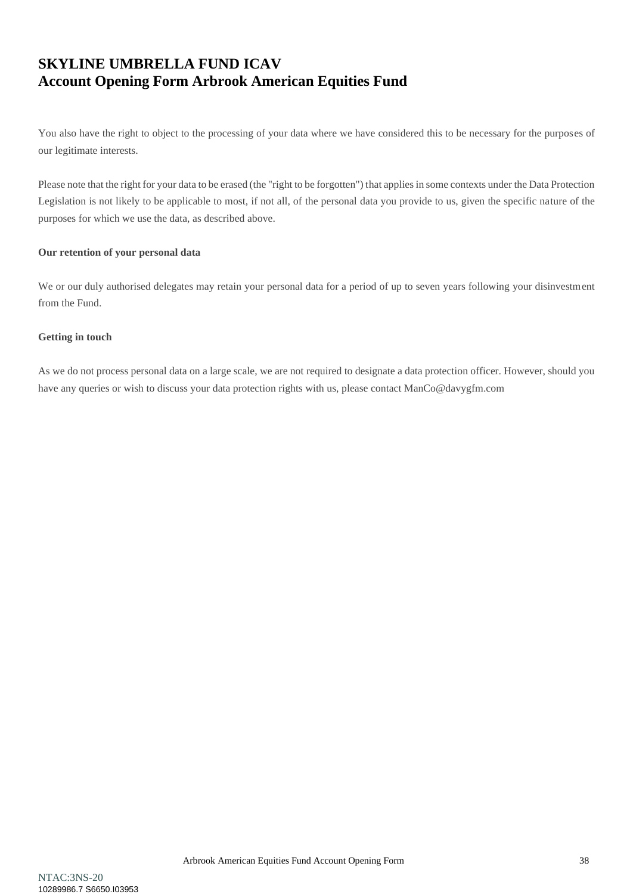You also have the right to object to the processing of your data where we have considered this to be necessary for the purposes of our legitimate interests.

Please note that the right for your data to be erased (the "right to be forgotten") that applies in some contexts under the Data Protection Legislation is not likely to be applicable to most, if not all, of the personal data you provide to us, given the specific nature of the purposes for which we use the data, as described above.

**Our retention of your personal data**

We or our duly authorised delegates may retain your personal data for a period of up to seven years following your disinvestment from the Fund.

**Getting in touch**

As we do not process personal data on a large scale, we are not required to designate a data protection officer. However, should you have any queries or wish to discuss your data protection rights with us, please contact ManCo@davygfm.com